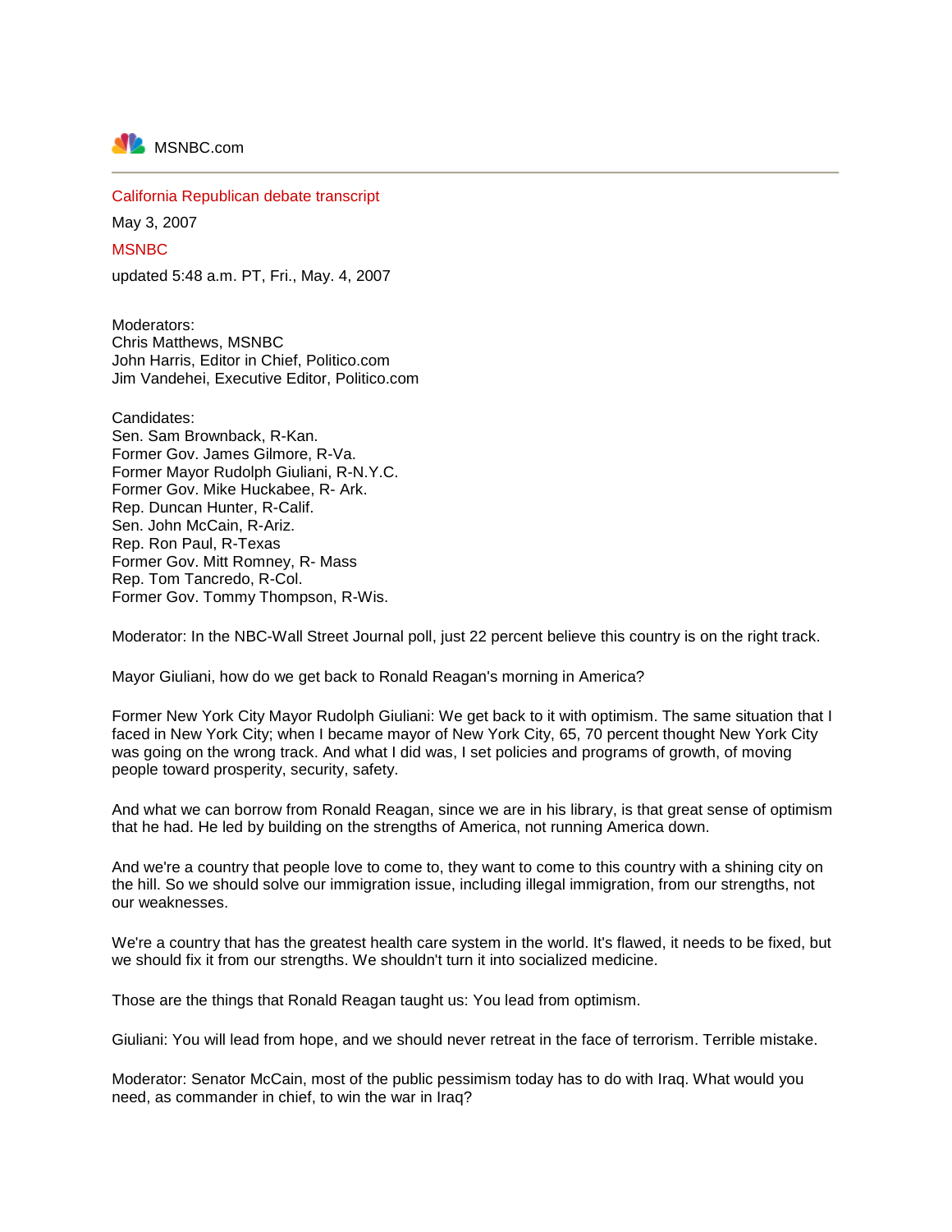MSNBC.com

---

California Republican debate transcript

May 3, 2007

MSNBC

updated 5:48 a.m. PT, Fri., May. 4, 2007

Moderators:
Chris Matthews, MSNBC
John Harris, Editor in Chief, Politico.com
Jim Vandehei, Executive Editor, Politico.com

Candidates:
Sen. Sam Brownback, R-Kan.
Former Gov. James Gilmore, R-Va.
Former Mayor Rudolph Giuliani, R-N.Y.C.
Former Gov. Mike Huckabee, R- Ark.
Rep. Duncan Hunter, R-Calif.
Sen. John McCain, R-Ariz.
Rep. Ron Paul, R-Texas
Former Gov. Mitt Romney, R- Mass
Rep. Tom Tancredo, R-Col.
Former Gov. Tommy Thompson, R-Wis.

Moderator: In the NBC-Wall Street Journal poll, just 22 percent believe this country is on the right track.

Mayor Giuliani, how do we get back to Ronald Reagan's morning in America?

Former New York City Mayor Rudolph Giuliani: We get back to it with optimism. The same situation that I faced in New York City; when I became mayor of New York City, 65, 70 percent thought New York City was going on the wrong track. And what I did was, I set policies and programs of growth, of moving people toward prosperity, security, safety.

And what we can borrow from Ronald Reagan, since we are in his library, is that great sense of optimism that he had. He led by building on the strengths of America, not running America down.

And we're a country that people love to come to, they want to come to this country with a shining city on the hill. So we should solve our immigration issue, including illegal immigration, from our strengths, not our weaknesses.

We're a country that has the greatest health care system in the world. It's flawed, it needs to be fixed, but we should fix it from our strengths. We shouldn't turn it into socialized medicine.

Those are the things that Ronald Reagan taught us: You lead from optimism.

Giuliani: You will lead from hope, and we should never retreat in the face of terrorism. Terrible mistake.

Moderator: Senator McCain, most of the public pessimism today has to do with Iraq. What would you need, as commander in chief, to win the war in Iraq?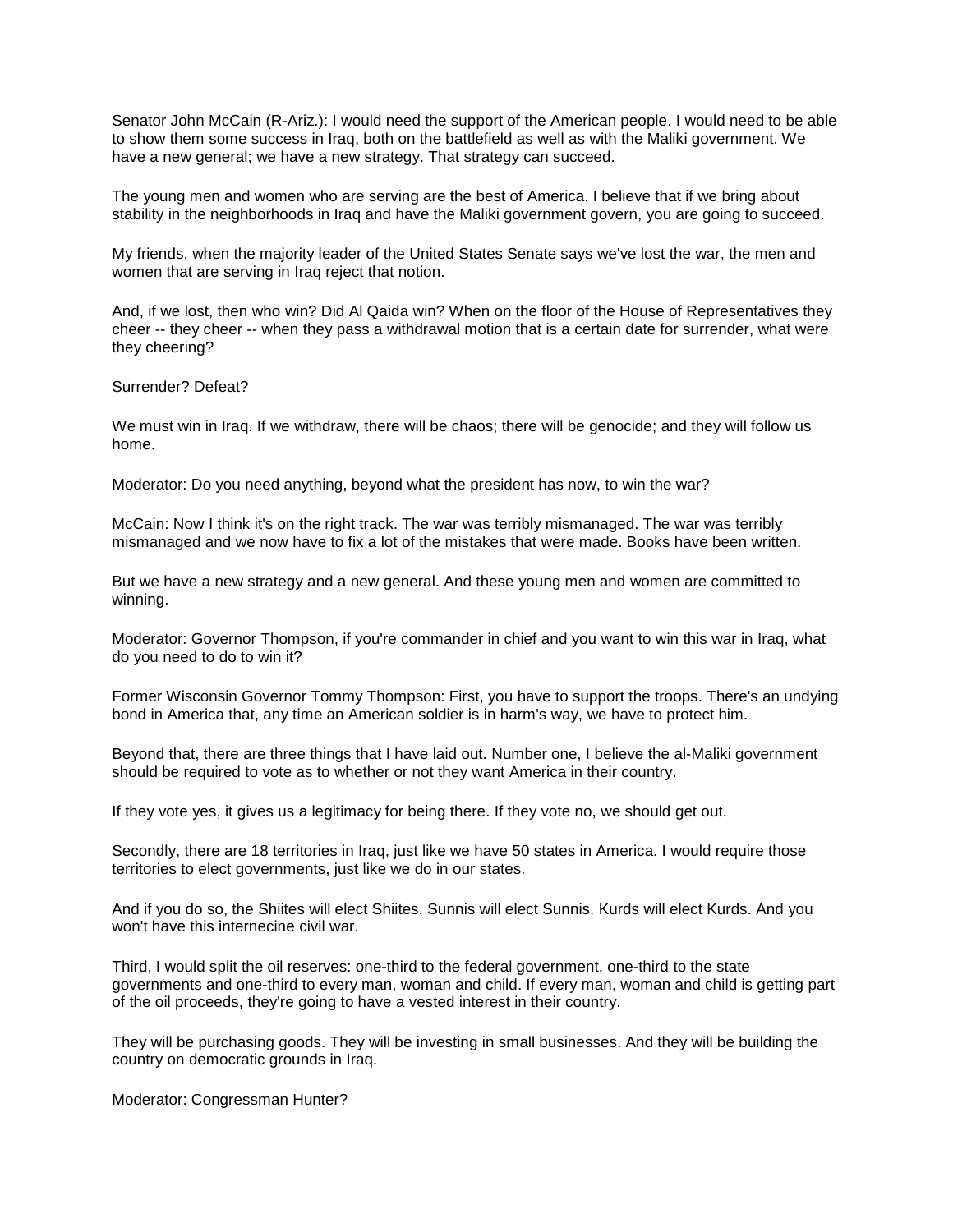Senator John McCain (R-Ariz.): I would need the support of the American people. I would need to be able to show them some success in Iraq, both on the battlefield as well as with the Maliki government. We have a new general; we have a new strategy. That strategy can succeed.

The young men and women who are serving are the best of America. I believe that if we bring about stability in the neighborhoods in Iraq and have the Maliki government govern, you are going to succeed.

My friends, when the majority leader of the United States Senate says we've lost the war, the men and women that are serving in Iraq reject that notion.

And, if we lost, then who win? Did Al Qaida win? When on the floor of the House of Representatives they cheer -- they cheer -- when they pass a withdrawal motion that is a certain date for surrender, what were they cheering?

Surrender? Defeat?

We must win in Iraq. If we withdraw, there will be chaos; there will be genocide; and they will follow us home.

Moderator: Do you need anything, beyond what the president has now, to win the war?

McCain: Now I think it's on the right track. The war was terribly mismanaged. The war was terribly mismanaged and we now have to fix a lot of the mistakes that were made. Books have been written.

But we have a new strategy and a new general. And these young men and women are committed to winning.

Moderator: Governor Thompson, if you're commander in chief and you want to win this war in Iraq, what do you need to do to win it?

Former Wisconsin Governor Tommy Thompson: First, you have to support the troops. There's an undying bond in America that, any time an American soldier is in harm's way, we have to protect him.

Beyond that, there are three things that I have laid out. Number one, I believe the al-Maliki government should be required to vote as to whether or not they want America in their country.

If they vote yes, it gives us a legitimacy for being there. If they vote no, we should get out.

Secondly, there are 18 territories in Iraq, just like we have 50 states in America. I would require those territories to elect governments, just like we do in our states.

And if you do so, the Shiites will elect Shiites. Sunnis will elect Sunnis. Kurds will elect Kurds. And you won't have this internecine civil war.

Third, I would split the oil reserves: one-third to the federal government, one-third to the state governments and one-third to every man, woman and child. If every man, woman and child is getting part of the oil proceeds, they're going to have a vested interest in their country.

They will be purchasing goods. They will be investing in small businesses. And they will be building the country on democratic grounds in Iraq.

Moderator: Congressman Hunter?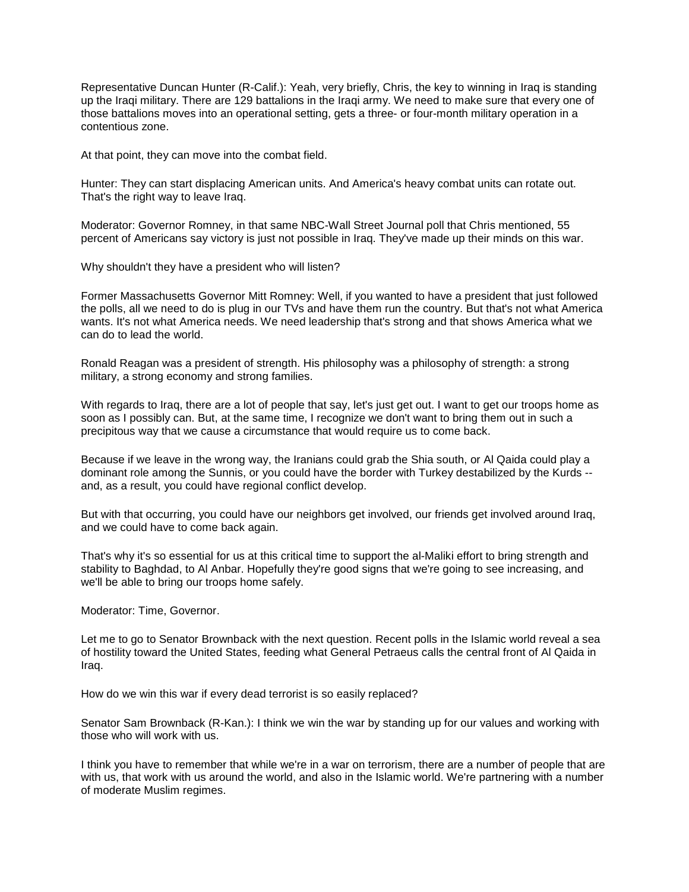Representative Duncan Hunter (R-Calif.): Yeah, very briefly, Chris, the key to winning in Iraq is standing up the Iraqi military. There are 129 battalions in the Iraqi army. We need to make sure that every one of those battalions moves into an operational setting, gets a three- or four-month military operation in a contentious zone.

At that point, they can move into the combat field.

Hunter: They can start displacing American units. And America's heavy combat units can rotate out. That's the right way to leave Iraq.

Moderator: Governor Romney, in that same NBC-Wall Street Journal poll that Chris mentioned, 55 percent of Americans say victory is just not possible in Iraq. They've made up their minds on this war.

Why shouldn't they have a president who will listen?

Former Massachusetts Governor Mitt Romney: Well, if you wanted to have a president that just followed the polls, all we need to do is plug in our TVs and have them run the country. But that's not what America wants. It's not what America needs. We need leadership that's strong and that shows America what we can do to lead the world.

Ronald Reagan was a president of strength. His philosophy was a philosophy of strength: a strong military, a strong economy and strong families.

With regards to Iraq, there are a lot of people that say, let's just get out. I want to get our troops home as soon as I possibly can. But, at the same time, I recognize we don't want to bring them out in such a precipitous way that we cause a circumstance that would require us to come back.

Because if we leave in the wrong way, the Iranians could grab the Shia south, or Al Qaida could play a dominant role among the Sunnis, or you could have the border with Turkey destabilized by the Kurds -- and, as a result, you could have regional conflict develop.

But with that occurring, you could have our neighbors get involved, our friends get involved around Iraq, and we could have to come back again.

That's why it's so essential for us at this critical time to support the al-Maliki effort to bring strength and stability to Baghdad, to Al Anbar. Hopefully they're good signs that we're going to see increasing, and we'll be able to bring our troops home safely.

Moderator: Time, Governor.

Let me to go to Senator Brownback with the next question. Recent polls in the Islamic world reveal a sea of hostility toward the United States, feeding what General Petraeus calls the central front of Al Qaida in Iraq.

How do we win this war if every dead terrorist is so easily replaced?

Senator Sam Brownback (R-Kan.): I think we win the war by standing up for our values and working with those who will work with us.

I think you have to remember that while we're in a war on terrorism, there are a number of people that are with us, that work with us around the world, and also in the Islamic world. We're partnering with a number of moderate Muslim regimes.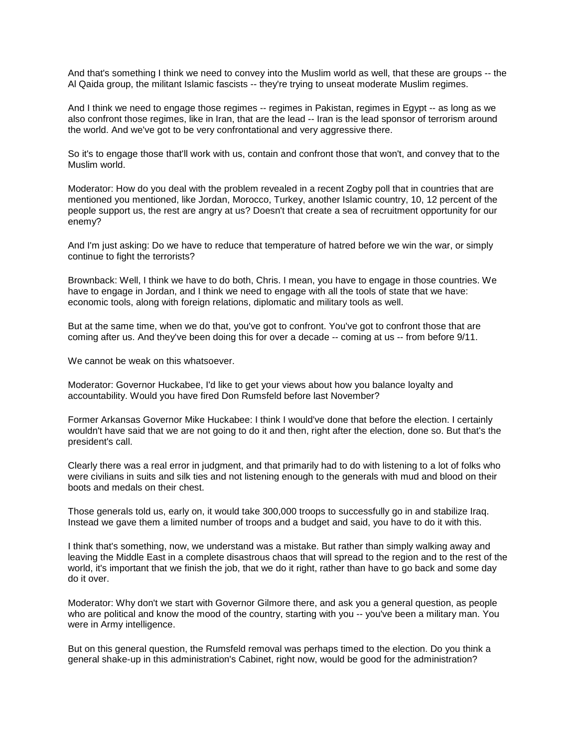And that's something I think we need to convey into the Muslim world as well, that these are groups -- the Al Qaida group, the militant Islamic fascists -- they're trying to unseat moderate Muslim regimes.

And I think we need to engage those regimes -- regimes in Pakistan, regimes in Egypt -- as long as we also confront those regimes, like in Iran, that are the lead -- Iran is the lead sponsor of terrorism around the world. And we've got to be very confrontational and very aggressive there.

So it's to engage those that'll work with us, contain and confront those that won't, and convey that to the Muslim world.

Moderator: How do you deal with the problem revealed in a recent Zogby poll that in countries that are mentioned you mentioned, like Jordan, Morocco, Turkey, another Islamic country, 10, 12 percent of the people support us, the rest are angry at us? Doesn't that create a sea of recruitment opportunity for our enemy?

And I'm just asking: Do we have to reduce that temperature of hatred before we win the war, or simply continue to fight the terrorists?

Brownback: Well, I think we have to do both, Chris. I mean, you have to engage in those countries. We have to engage in Jordan, and I think we need to engage with all the tools of state that we have: economic tools, along with foreign relations, diplomatic and military tools as well.

But at the same time, when we do that, you've got to confront. You've got to confront those that are coming after us. And they've been doing this for over a decade -- coming at us -- from before 9/11.

We cannot be weak on this whatsoever.

Moderator: Governor Huckabee, I'd like to get your views about how you balance loyalty and accountability. Would you have fired Don Rumsfeld before last November?

Former Arkansas Governor Mike Huckabee: I think I would've done that before the election. I certainly wouldn't have said that we are not going to do it and then, right after the election, done so. But that's the president's call.

Clearly there was a real error in judgment, and that primarily had to do with listening to a lot of folks who were civilians in suits and silk ties and not listening enough to the generals with mud and blood on their boots and medals on their chest.

Those generals told us, early on, it would take 300,000 troops to successfully go in and stabilize Iraq. Instead we gave them a limited number of troops and a budget and said, you have to do it with this.

I think that's something, now, we understand was a mistake. But rather than simply walking away and leaving the Middle East in a complete disastrous chaos that will spread to the region and to the rest of the world, it's important that we finish the job, that we do it right, rather than have to go back and some day do it over.

Moderator: Why don't we start with Governor Gilmore there, and ask you a general question, as people who are political and know the mood of the country, starting with you -- you've been a military man. You were in Army intelligence.

But on this general question, the Rumsfeld removal was perhaps timed to the election. Do you think a general shake-up in this administration's Cabinet, right now, would be good for the administration?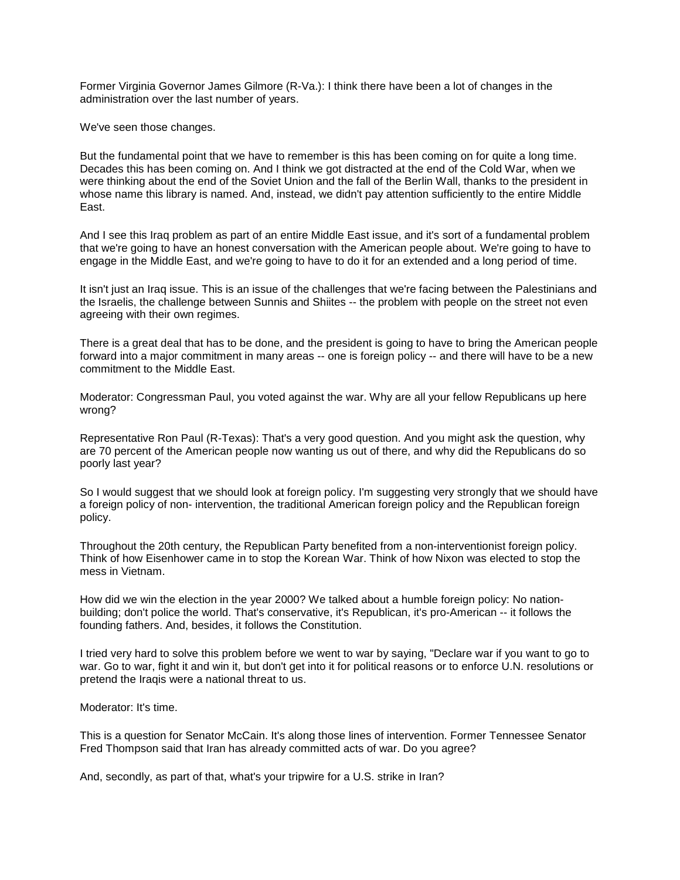Former Virginia Governor James Gilmore (R-Va.): I think there have been a lot of changes in the administration over the last number of years.

We've seen those changes.

But the fundamental point that we have to remember is this has been coming on for quite a long time. Decades this has been coming on. And I think we got distracted at the end of the Cold War, when we were thinking about the end of the Soviet Union and the fall of the Berlin Wall, thanks to the president in whose name this library is named. And, instead, we didn't pay attention sufficiently to the entire Middle East.

And I see this Iraq problem as part of an entire Middle East issue, and it's sort of a fundamental problem that we're going to have an honest conversation with the American people about. We're going to have to engage in the Middle East, and we're going to have to do it for an extended and a long period of time.

It isn't just an Iraq issue. This is an issue of the challenges that we're facing between the Palestinians and the Israelis, the challenge between Sunnis and Shiites -- the problem with people on the street not even agreeing with their own regimes.

There is a great deal that has to be done, and the president is going to have to bring the American people forward into a major commitment in many areas -- one is foreign policy -- and there will have to be a new commitment to the Middle East.

Moderator: Congressman Paul, you voted against the war. Why are all your fellow Republicans up here wrong?

Representative Ron Paul (R-Texas): That's a very good question. And you might ask the question, why are 70 percent of the American people now wanting us out of there, and why did the Republicans do so poorly last year?

So I would suggest that we should look at foreign policy. I'm suggesting very strongly that we should have a foreign policy of non- intervention, the traditional American foreign policy and the Republican foreign policy.

Throughout the 20th century, the Republican Party benefited from a non-interventionist foreign policy. Think of how Eisenhower came in to stop the Korean War. Think of how Nixon was elected to stop the mess in Vietnam.

How did we win the election in the year 2000? We talked about a humble foreign policy: No nation-building; don't police the world. That's conservative, it's Republican, it's pro-American -- it follows the founding fathers. And, besides, it follows the Constitution.

I tried very hard to solve this problem before we went to war by saying, "Declare war if you want to go to war. Go to war, fight it and win it, but don't get into it for political reasons or to enforce U.N. resolutions or pretend the Iraqis were a national threat to us.

Moderator: It's time.

This is a question for Senator McCain. It's along those lines of intervention. Former Tennessee Senator Fred Thompson said that Iran has already committed acts of war. Do you agree?

And, secondly, as part of that, what's your tripwire for a U.S. strike in Iran?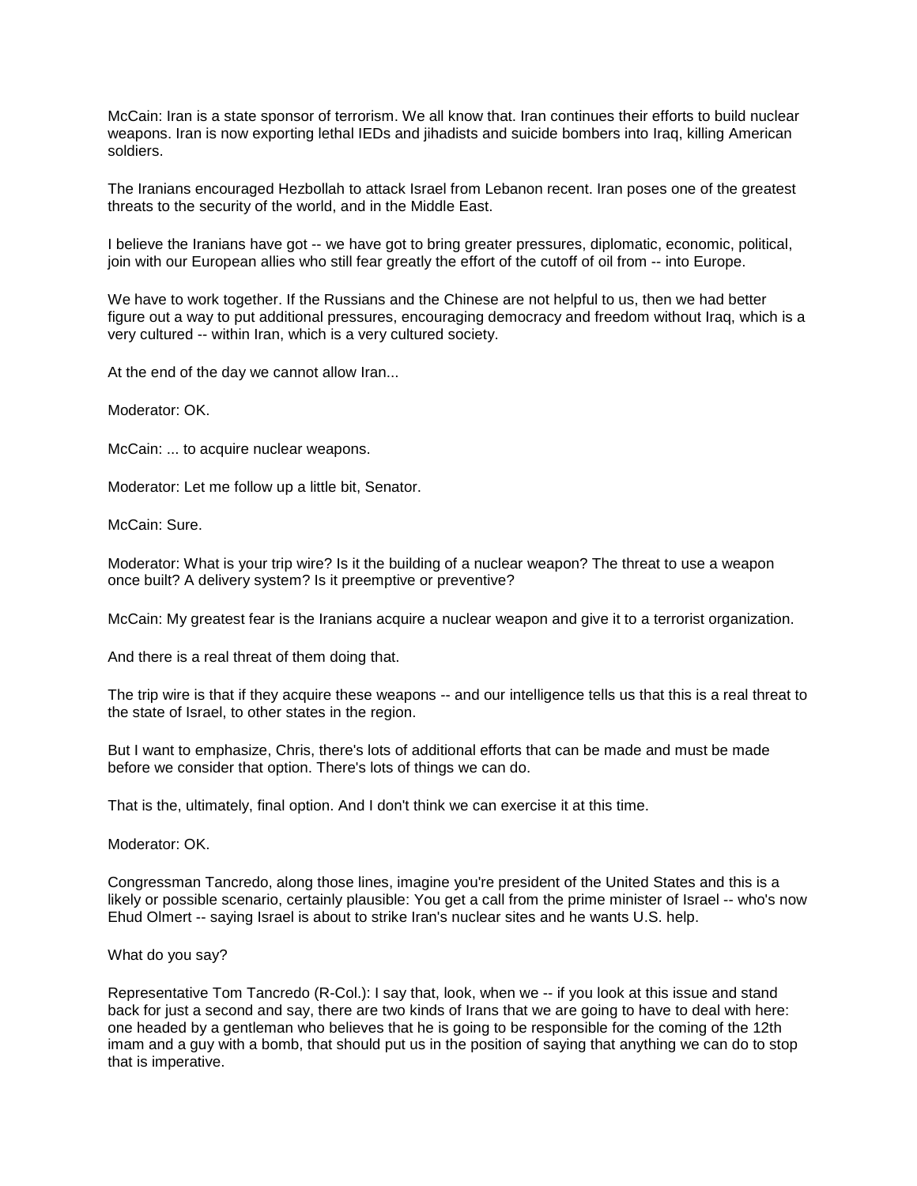McCain: Iran is a state sponsor of terrorism. We all know that. Iran continues their efforts to build nuclear weapons. Iran is now exporting lethal IEDs and jihadists and suicide bombers into Iraq, killing American soldiers.

The Iranians encouraged Hezbollah to attack Israel from Lebanon recent. Iran poses one of the greatest threats to the security of the world, and in the Middle East.

I believe the Iranians have got -- we have got to bring greater pressures, diplomatic, economic, political, join with our European allies who still fear greatly the effort of the cutoff of oil from -- into Europe.

We have to work together. If the Russians and the Chinese are not helpful to us, then we had better figure out a way to put additional pressures, encouraging democracy and freedom without Iraq, which is a very cultured -- within Iran, which is a very cultured society.

At the end of the day we cannot allow Iran...

Moderator: OK.

McCain: ... to acquire nuclear weapons.

Moderator: Let me follow up a little bit, Senator.

McCain: Sure.

Moderator: What is your trip wire? Is it the building of a nuclear weapon? The threat to use a weapon once built? A delivery system? Is it preemptive or preventive?

McCain: My greatest fear is the Iranians acquire a nuclear weapon and give it to a terrorist organization.

And there is a real threat of them doing that.

The trip wire is that if they acquire these weapons -- and our intelligence tells us that this is a real threat to the state of Israel, to other states in the region.

But I want to emphasize, Chris, there's lots of additional efforts that can be made and must be made before we consider that option. There's lots of things we can do.

That is the, ultimately, final option. And I don't think we can exercise it at this time.

Moderator: OK.

Congressman Tancredo, along those lines, imagine you're president of the United States and this is a likely or possible scenario, certainly plausible: You get a call from the prime minister of Israel -- who's now Ehud Olmert -- saying Israel is about to strike Iran's nuclear sites and he wants U.S. help.

What do you say?

Representative Tom Tancredo (R-Col.): I say that, look, when we -- if you look at this issue and stand back for just a second and say, there are two kinds of Irans that we are going to have to deal with here: one headed by a gentleman who believes that he is going to be responsible for the coming of the 12th imam and a guy with a bomb, that should put us in the position of saying that anything we can do to stop that is imperative.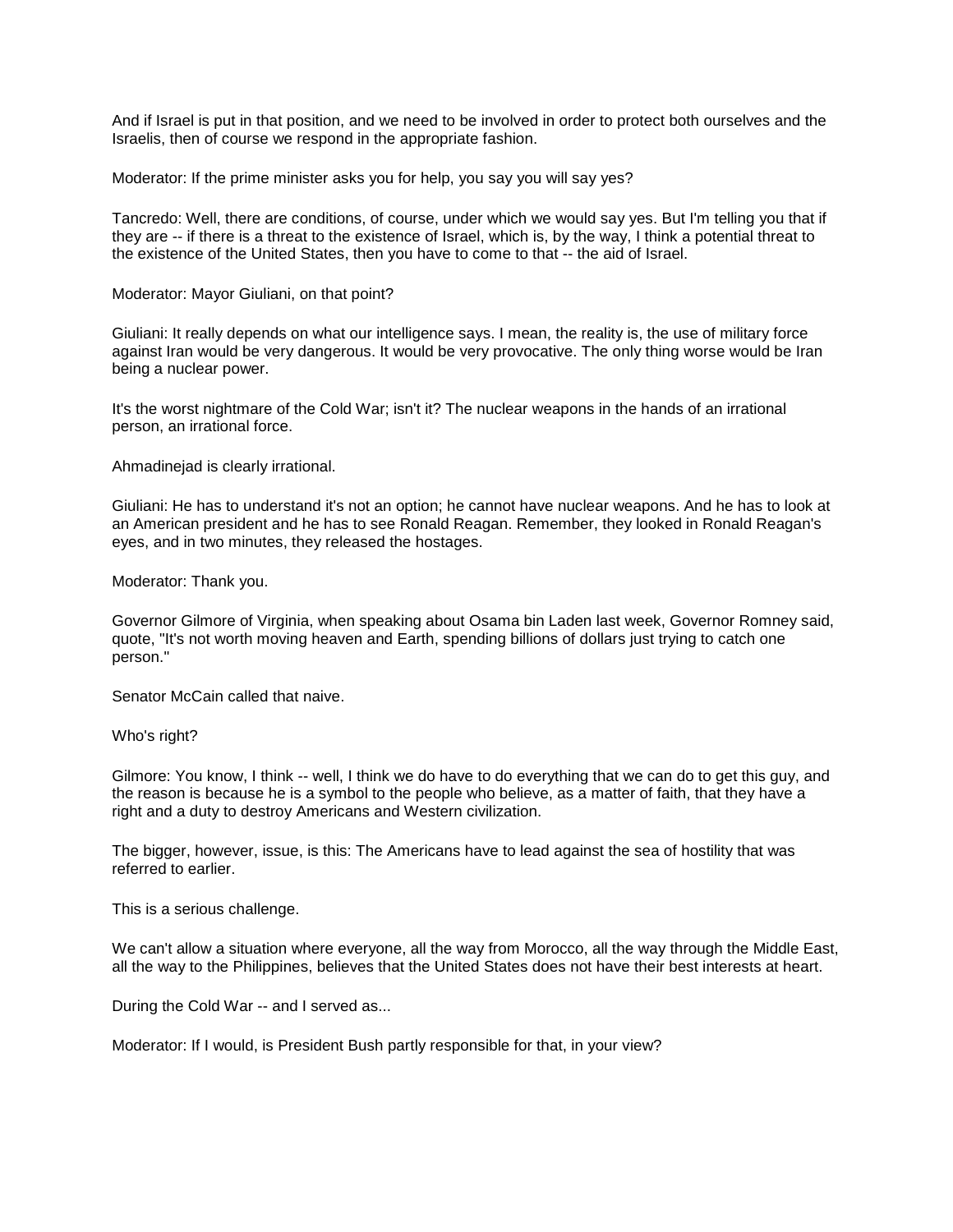And if Israel is put in that position, and we need to be involved in order to protect both ourselves and the Israelis, then of course we respond in the appropriate fashion.

Moderator: If the prime minister asks you for help, you say you will say yes?

Tancredo: Well, there are conditions, of course, under which we would say yes. But I'm telling you that if they are -- if there is a threat to the existence of Israel, which is, by the way, I think a potential threat to the existence of the United States, then you have to come to that -- the aid of Israel.

Moderator: Mayor Giuliani, on that point?

Giuliani: It really depends on what our intelligence says. I mean, the reality is, the use of military force against Iran would be very dangerous. It would be very provocative. The only thing worse would be Iran being a nuclear power.

It's the worst nightmare of the Cold War; isn't it? The nuclear weapons in the hands of an irrational person, an irrational force.

Ahmadinejad is clearly irrational.

Giuliani: He has to understand it's not an option; he cannot have nuclear weapons. And he has to look at an American president and he has to see Ronald Reagan. Remember, they looked in Ronald Reagan's eyes, and in two minutes, they released the hostages.

Moderator: Thank you.

Governor Gilmore of Virginia, when speaking about Osama bin Laden last week, Governor Romney said, quote, "It's not worth moving heaven and Earth, spending billions of dollars just trying to catch one person."

Senator McCain called that naive.

Who's right?

Gilmore: You know, I think -- well, I think we do have to do everything that we can do to get this guy, and the reason is because he is a symbol to the people who believe, as a matter of faith, that they have a right and a duty to destroy Americans and Western civilization.

The bigger, however, issue, is this: The Americans have to lead against the sea of hostility that was referred to earlier.

This is a serious challenge.

We can't allow a situation where everyone, all the way from Morocco, all the way through the Middle East, all the way to the Philippines, believes that the United States does not have their best interests at heart.

During the Cold War -- and I served as...

Moderator: If I would, is President Bush partly responsible for that, in your view?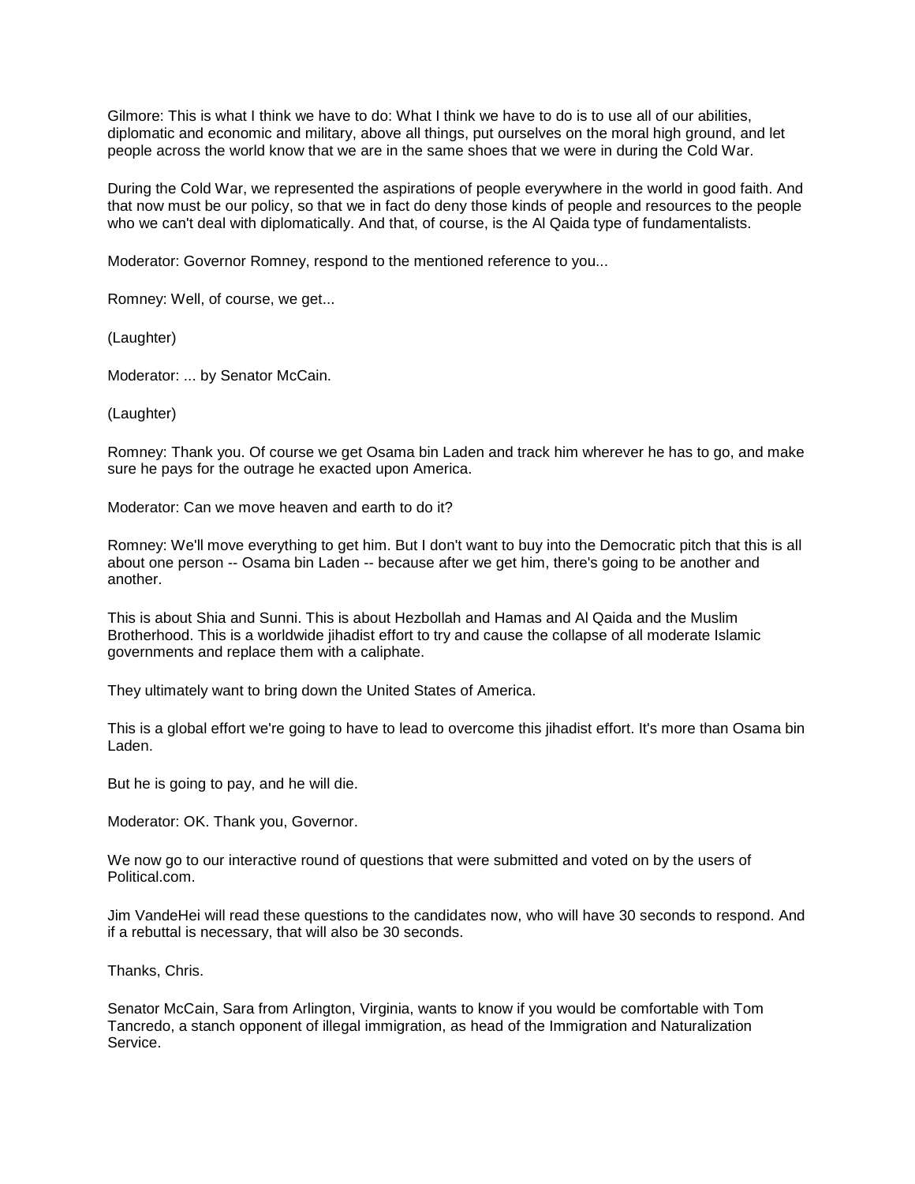Gilmore: This is what I think we have to do: What I think we have to do is to use all of our abilities, diplomatic and economic and military, above all things, put ourselves on the moral high ground, and let people across the world know that we are in the same shoes that we were in during the Cold War.

During the Cold War, we represented the aspirations of people everywhere in the world in good faith. And that now must be our policy, so that we in fact do deny those kinds of people and resources to the people who we can't deal with diplomatically. And that, of course, is the Al Qaida type of fundamentalists.

Moderator: Governor Romney, respond to the mentioned reference to you...

Romney: Well, of course, we get...

(Laughter)

Moderator: ... by Senator McCain.

(Laughter)

Romney: Thank you. Of course we get Osama bin Laden and track him wherever he has to go, and make sure he pays for the outrage he exacted upon America.

Moderator: Can we move heaven and earth to do it?

Romney: We'll move everything to get him. But I don't want to buy into the Democratic pitch that this is all about one person -- Osama bin Laden -- because after we get him, there's going to be another and another.

This is about Shia and Sunni. This is about Hezbollah and Hamas and Al Qaida and the Muslim Brotherhood. This is a worldwide jihadist effort to try and cause the collapse of all moderate Islamic governments and replace them with a caliphate.

They ultimately want to bring down the United States of America.

This is a global effort we're going to have to lead to overcome this jihadist effort. It's more than Osama bin Laden.

But he is going to pay, and he will die.

Moderator: OK. Thank you, Governor.

We now go to our interactive round of questions that were submitted and voted on by the users of Political.com.

Jim VandeHei will read these questions to the candidates now, who will have 30 seconds to respond. And if a rebuttal is necessary, that will also be 30 seconds.

Thanks, Chris.

Senator McCain, Sara from Arlington, Virginia, wants to know if you would be comfortable with Tom Tancredo, a stanch opponent of illegal immigration, as head of the Immigration and Naturalization Service.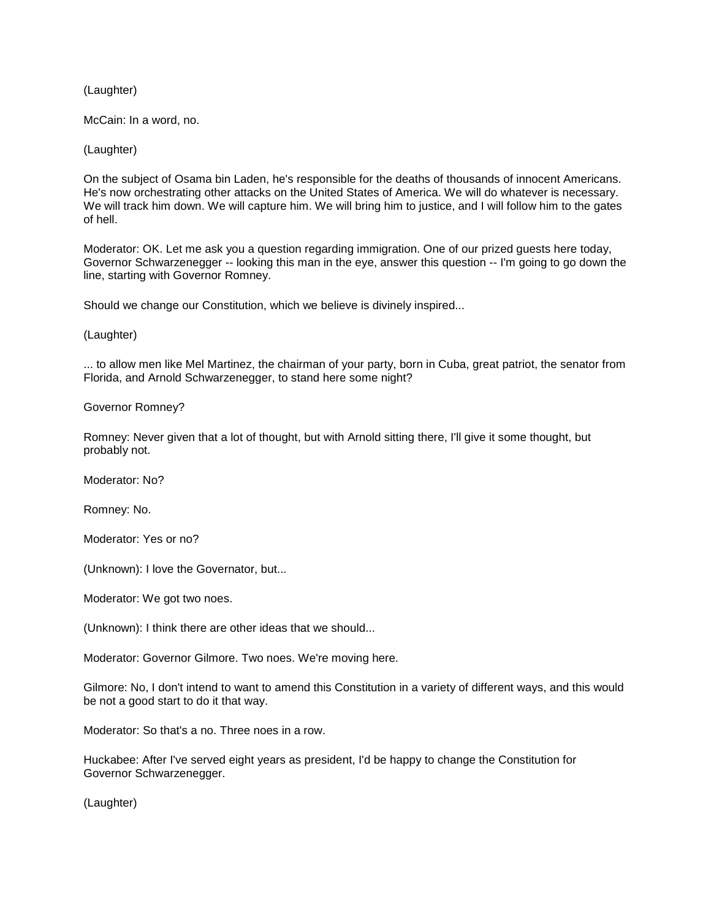(Laughter)

McCain: In a word, no.

(Laughter)

On the subject of Osama bin Laden, he's responsible for the deaths of thousands of innocent Americans. He's now orchestrating other attacks on the United States of America. We will do whatever is necessary. We will track him down. We will capture him. We will bring him to justice, and I will follow him to the gates of hell.

Moderator: OK. Let me ask you a question regarding immigration. One of our prized guests here today, Governor Schwarzenegger -- looking this man in the eye, answer this question -- I'm going to go down the line, starting with Governor Romney.

Should we change our Constitution, which we believe is divinely inspired...

(Laughter)

... to allow men like Mel Martinez, the chairman of your party, born in Cuba, great patriot, the senator from Florida, and Arnold Schwarzenegger, to stand here some night?

Governor Romney?

Romney: Never given that a lot of thought, but with Arnold sitting there, I'll give it some thought, but probably not.

Moderator: No?

Romney: No.

Moderator: Yes or no?

(Unknown): I love the Governator, but...

Moderator: We got two noes.

(Unknown): I think there are other ideas that we should...

Moderator: Governor Gilmore. Two noes. We're moving here.

Gilmore: No, I don't intend to want to amend this Constitution in a variety of different ways, and this would be not a good start to do it that way.

Moderator: So that's a no. Three noes in a row.

Huckabee: After I've served eight years as president, I'd be happy to change the Constitution for Governor Schwarzenegger.

(Laughter)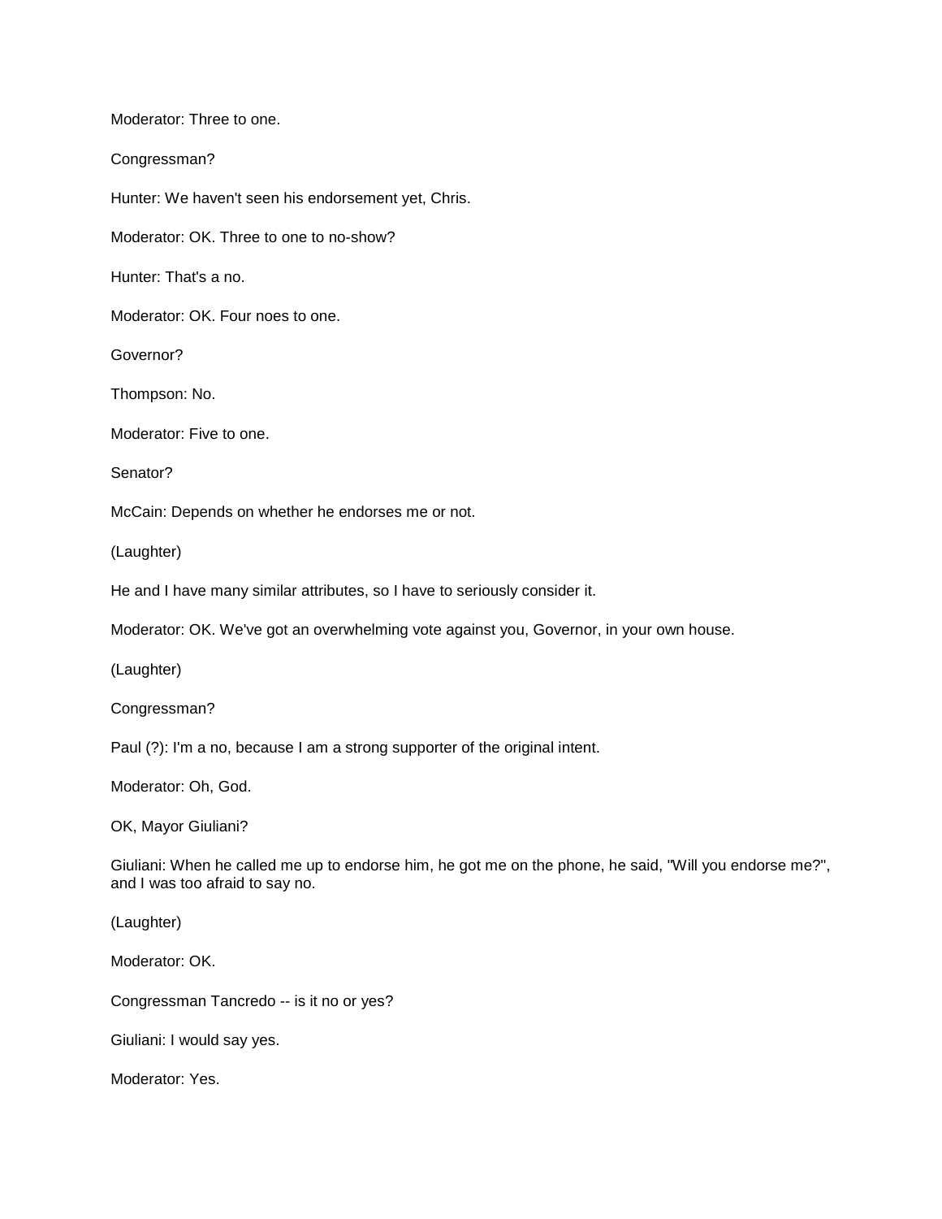Moderator: Three to one.

Congressman?

Hunter: We haven't seen his endorsement yet, Chris.

Moderator: OK. Three to one to no-show?

Hunter: That's a no.

Moderator: OK. Four noes to one.

Governor?

Thompson: No.

Moderator: Five to one.

Senator?

McCain: Depends on whether he endorses me or not.

(Laughter)

He and I have many similar attributes, so I have to seriously consider it.

Moderator: OK. We've got an overwhelming vote against you, Governor, in your own house.

(Laughter)

Congressman?

Paul (?): I'm a no, because I am a strong supporter of the original intent.

Moderator: Oh, God.

OK, Mayor Giuliani?

Giuliani: When he called me up to endorse him, he got me on the phone, he said, "Will you endorse me?", and I was too afraid to say no.

(Laughter)

Moderator: OK.

Congressman Tancredo -- is it no or yes?

Giuliani: I would say yes.

Moderator: Yes.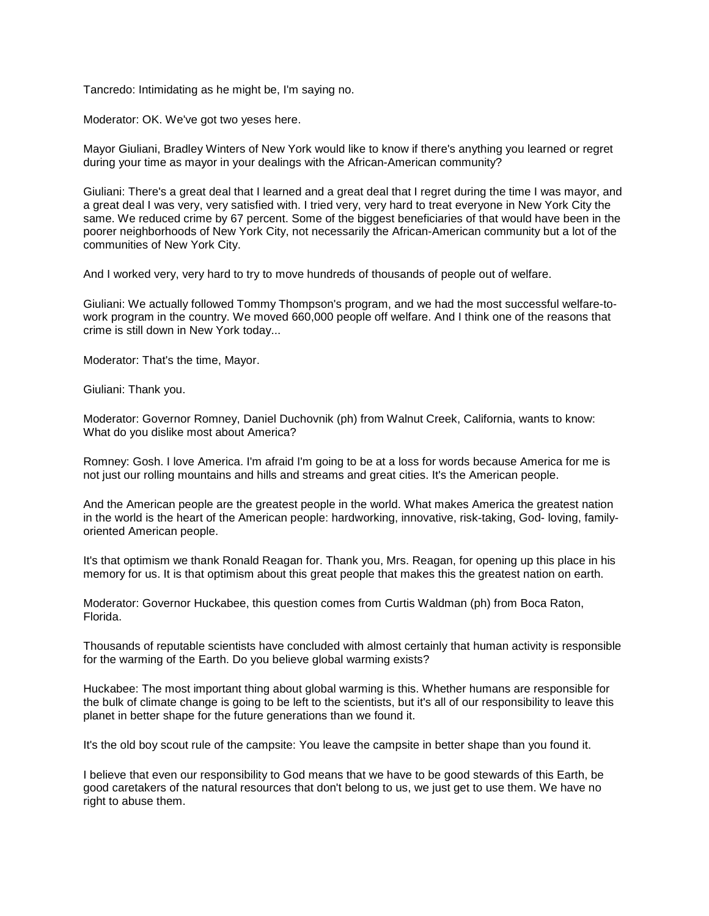Tancredo: Intimidating as he might be, I'm saying no.

Moderator: OK. We've got two yeses here.

Mayor Giuliani, Bradley Winters of New York would like to know if there's anything you learned or regret during your time as mayor in your dealings with the African-American community?

Giuliani: There's a great deal that I learned and a great deal that I regret during the time I was mayor, and a great deal I was very, very satisfied with. I tried very, very hard to treat everyone in New York City the same. We reduced crime by 67 percent. Some of the biggest beneficiaries of that would have been in the poorer neighborhoods of New York City, not necessarily the African-American community but a lot of the communities of New York City.

And I worked very, very hard to try to move hundreds of thousands of people out of welfare.

Giuliani: We actually followed Tommy Thompson's program, and we had the most successful welfare-to-work program in the country. We moved 660,000 people off welfare. And I think one of the reasons that crime is still down in New York today...

Moderator: That's the time, Mayor.

Giuliani: Thank you.

Moderator: Governor Romney, Daniel Duchovnik (ph) from Walnut Creek, California, wants to know: What do you dislike most about America?

Romney: Gosh. I love America. I'm afraid I'm going to be at a loss for words because America for me is not just our rolling mountains and hills and streams and great cities. It's the American people.

And the American people are the greatest people in the world. What makes America the greatest nation in the world is the heart of the American people: hardworking, innovative, risk-taking, God- loving, family-oriented American people.

It's that optimism we thank Ronald Reagan for. Thank you, Mrs. Reagan, for opening up this place in his memory for us. It is that optimism about this great people that makes this the greatest nation on earth.

Moderator: Governor Huckabee, this question comes from Curtis Waldman (ph) from Boca Raton, Florida.

Thousands of reputable scientists have concluded with almost certainly that human activity is responsible for the warming of the Earth. Do you believe global warming exists?

Huckabee: The most important thing about global warming is this. Whether humans are responsible for the bulk of climate change is going to be left to the scientists, but it's all of our responsibility to leave this planet in better shape for the future generations than we found it.

It's the old boy scout rule of the campsite: You leave the campsite in better shape than you found it.

I believe that even our responsibility to God means that we have to be good stewards of this Earth, be good caretakers of the natural resources that don't belong to us, we just get to use them. We have no right to abuse them.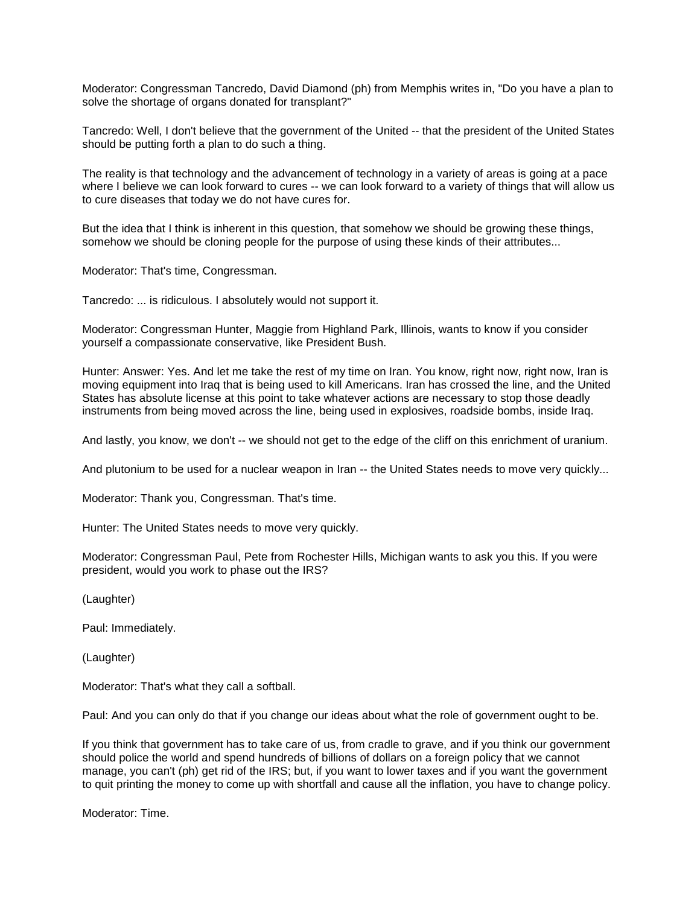Moderator: Congressman Tancredo, David Diamond (ph) from Memphis writes in, "Do you have a plan to solve the shortage of organs donated for transplant?"

Tancredo: Well, I don't believe that the government of the United -- that the president of the United States should be putting forth a plan to do such a thing.

The reality is that technology and the advancement of technology in a variety of areas is going at a pace where I believe we can look forward to cures -- we can look forward to a variety of things that will allow us to cure diseases that today we do not have cures for.

But the idea that I think is inherent in this question, that somehow we should be growing these things, somehow we should be cloning people for the purpose of using these kinds of their attributes...

Moderator: That's time, Congressman.

Tancredo: ... is ridiculous. I absolutely would not support it.

Moderator: Congressman Hunter, Maggie from Highland Park, Illinois, wants to know if you consider yourself a compassionate conservative, like President Bush.

Hunter: Answer: Yes. And let me take the rest of my time on Iran. You know, right now, right now, Iran is moving equipment into Iraq that is being used to kill Americans. Iran has crossed the line, and the United States has absolute license at this point to take whatever actions are necessary to stop those deadly instruments from being moved across the line, being used in explosives, roadside bombs, inside Iraq.

And lastly, you know, we don't -- we should not get to the edge of the cliff on this enrichment of uranium.

And plutonium to be used for a nuclear weapon in Iran -- the United States needs to move very quickly...

Moderator: Thank you, Congressman. That's time.

Hunter: The United States needs to move very quickly.

Moderator: Congressman Paul, Pete from Rochester Hills, Michigan wants to ask you this. If you were president, would you work to phase out the IRS?

(Laughter)

Paul: Immediately.

(Laughter)

Moderator: That's what they call a softball.

Paul: And you can only do that if you change our ideas about what the role of government ought to be.

If you think that government has to take care of us, from cradle to grave, and if you think our government should police the world and spend hundreds of billions of dollars on a foreign policy that we cannot manage, you can't (ph) get rid of the IRS; but, if you want to lower taxes and if you want the government to quit printing the money to come up with shortfall and cause all the inflation, you have to change policy.

Moderator: Time.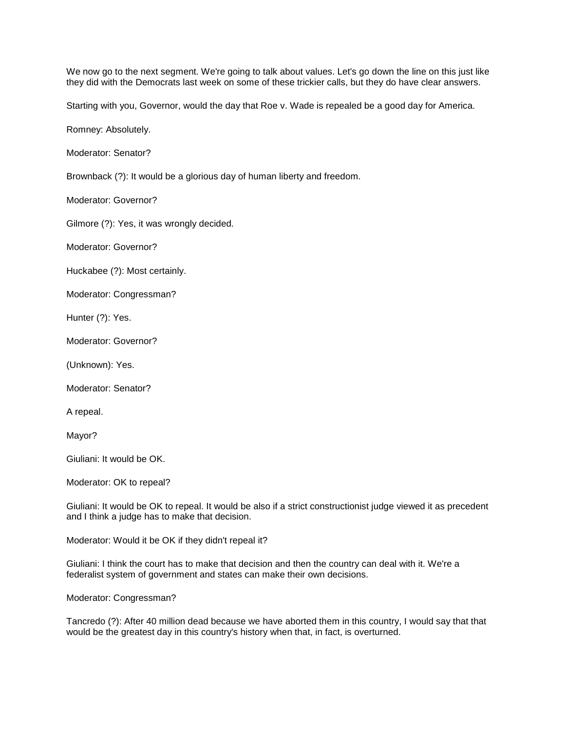We now go to the next segment. We're going to talk about values. Let's go down the line on this just like they did with the Democrats last week on some of these trickier calls, but they do have clear answers.

Starting with you, Governor, would the day that Roe v. Wade is repealed be a good day for America.

Romney: Absolutely.

Moderator: Senator?

Brownback (?): It would be a glorious day of human liberty and freedom.

Moderator: Governor?

Gilmore (?): Yes, it was wrongly decided.

Moderator: Governor?

Huckabee (?): Most certainly.

Moderator: Congressman?

Hunter (?): Yes.

Moderator: Governor?

(Unknown): Yes.

Moderator: Senator?

A repeal.

Mayor?

Giuliani: It would be OK.

Moderator: OK to repeal?

Giuliani: It would be OK to repeal. It would be also if a strict constructionist judge viewed it as precedent and I think a judge has to make that decision.

Moderator: Would it be OK if they didn't repeal it?

Giuliani: I think the court has to make that decision and then the country can deal with it. We're a federalist system of government and states can make their own decisions.

Moderator: Congressman?

Tancredo (?): After 40 million dead because we have aborted them in this country, I would say that that would be the greatest day in this country's history when that, in fact, is overturned.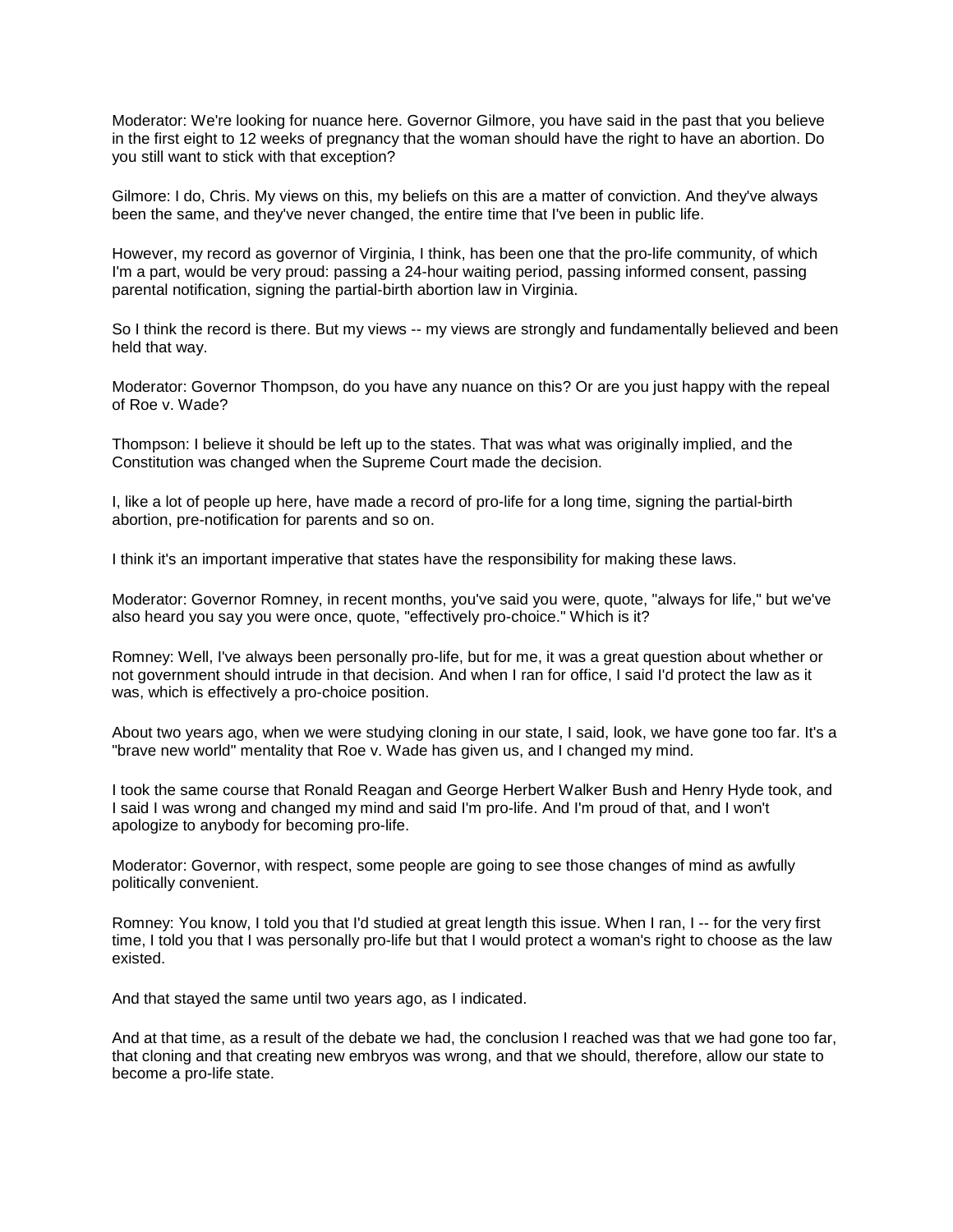Moderator: We're looking for nuance here. Governor Gilmore, you have said in the past that you believe in the first eight to 12 weeks of pregnancy that the woman should have the right to have an abortion. Do you still want to stick with that exception?

Gilmore: I do, Chris. My views on this, my beliefs on this are a matter of conviction. And they've always been the same, and they've never changed, the entire time that I've been in public life.

However, my record as governor of Virginia, I think, has been one that the pro-life community, of which I'm a part, would be very proud: passing a 24-hour waiting period, passing informed consent, passing parental notification, signing the partial-birth abortion law in Virginia.

So I think the record is there. But my views -- my views are strongly and fundamentally believed and been held that way.

Moderator: Governor Thompson, do you have any nuance on this? Or are you just happy with the repeal of Roe v. Wade?

Thompson: I believe it should be left up to the states. That was what was originally implied, and the Constitution was changed when the Supreme Court made the decision.

I, like a lot of people up here, have made a record of pro-life for a long time, signing the partial-birth abortion, pre-notification for parents and so on.

I think it's an important imperative that states have the responsibility for making these laws.

Moderator: Governor Romney, in recent months, you've said you were, quote, "always for life," but we've also heard you say you were once, quote, "effectively pro-choice." Which is it?

Romney: Well, I've always been personally pro-life, but for me, it was a great question about whether or not government should intrude in that decision. And when I ran for office, I said I'd protect the law as it was, which is effectively a pro-choice position.

About two years ago, when we were studying cloning in our state, I said, look, we have gone too far. It's a "brave new world" mentality that Roe v. Wade has given us, and I changed my mind.

I took the same course that Ronald Reagan and George Herbert Walker Bush and Henry Hyde took, and I said I was wrong and changed my mind and said I'm pro-life. And I'm proud of that, and I won't apologize to anybody for becoming pro-life.

Moderator: Governor, with respect, some people are going to see those changes of mind as awfully politically convenient.

Romney: You know, I told you that I'd studied at great length this issue. When I ran, I -- for the very first time, I told you that I was personally pro-life but that I would protect a woman's right to choose as the law existed.

And that stayed the same until two years ago, as I indicated.

And at that time, as a result of the debate we had, the conclusion I reached was that we had gone too far, that cloning and that creating new embryos was wrong, and that we should, therefore, allow our state to become a pro-life state.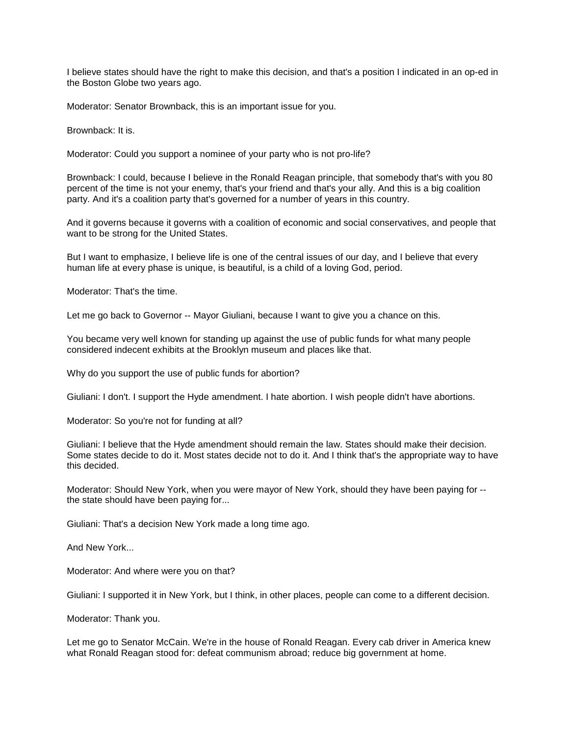I believe states should have the right to make this decision, and that's a position I indicated in an op-ed in the Boston Globe two years ago.

Moderator: Senator Brownback, this is an important issue for you.

Brownback: It is.

Moderator: Could you support a nominee of your party who is not pro-life?

Brownback: I could, because I believe in the Ronald Reagan principle, that somebody that's with you 80 percent of the time is not your enemy, that's your friend and that's your ally. And this is a big coalition party. And it's a coalition party that's governed for a number of years in this country.

And it governs because it governs with a coalition of economic and social conservatives, and people that want to be strong for the United States.

But I want to emphasize, I believe life is one of the central issues of our day, and I believe that every human life at every phase is unique, is beautiful, is a child of a loving God, period.

Moderator: That's the time.

Let me go back to Governor -- Mayor Giuliani, because I want to give you a chance on this.

You became very well known for standing up against the use of public funds for what many people considered indecent exhibits at the Brooklyn museum and places like that.

Why do you support the use of public funds for abortion?

Giuliani: I don't. I support the Hyde amendment. I hate abortion. I wish people didn't have abortions.

Moderator: So you're not for funding at all?

Giuliani: I believe that the Hyde amendment should remain the law. States should make their decision. Some states decide to do it. Most states decide not to do it. And I think that's the appropriate way to have this decided.

Moderator: Should New York, when you were mayor of New York, should they have been paying for -- the state should have been paying for...

Giuliani: That's a decision New York made a long time ago.

And New York...

Moderator: And where were you on that?

Giuliani: I supported it in New York, but I think, in other places, people can come to a different decision.

Moderator: Thank you.

Let me go to Senator McCain. We're in the house of Ronald Reagan. Every cab driver in America knew what Ronald Reagan stood for: defeat communism abroad; reduce big government at home.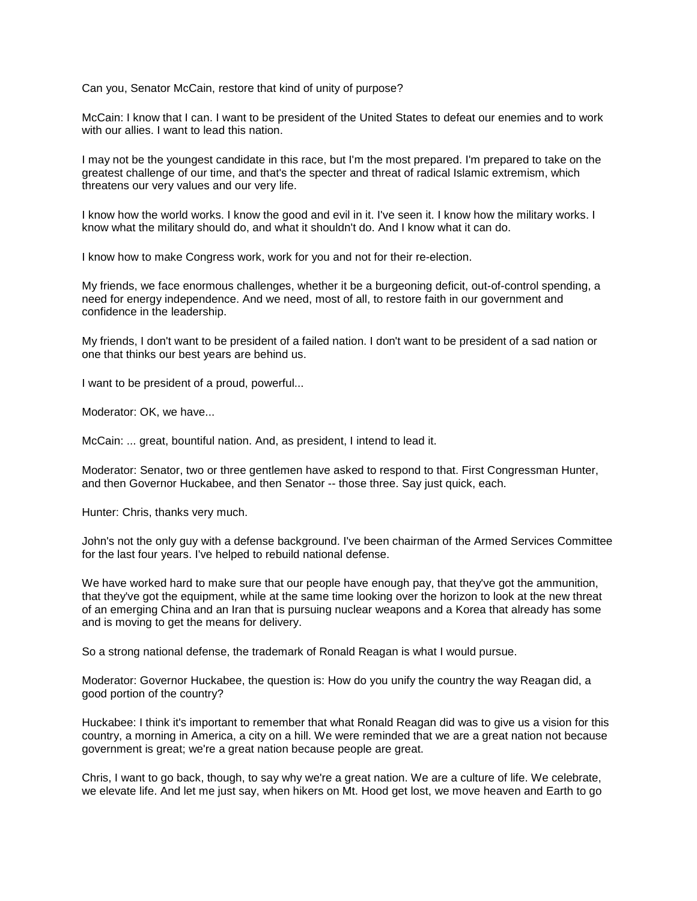Can you, Senator McCain, restore that kind of unity of purpose?

McCain: I know that I can. I want to be president of the United States to defeat our enemies and to work with our allies. I want to lead this nation.

I may not be the youngest candidate in this race, but I'm the most prepared. I'm prepared to take on the greatest challenge of our time, and that's the specter and threat of radical Islamic extremism, which threatens our very values and our very life.

I know how the world works. I know the good and evil in it. I've seen it. I know how the military works. I know what the military should do, and what it shouldn't do. And I know what it can do.

I know how to make Congress work, work for you and not for their re-election.

My friends, we face enormous challenges, whether it be a burgeoning deficit, out-of-control spending, a need for energy independence. And we need, most of all, to restore faith in our government and confidence in the leadership.

My friends, I don't want to be president of a failed nation. I don't want to be president of a sad nation or one that thinks our best years are behind us.

I want to be president of a proud, powerful...

Moderator: OK, we have...

McCain: ... great, bountiful nation. And, as president, I intend to lead it.

Moderator: Senator, two or three gentlemen have asked to respond to that. First Congressman Hunter, and then Governor Huckabee, and then Senator -- those three. Say just quick, each.

Hunter: Chris, thanks very much.

John's not the only guy with a defense background. I've been chairman of the Armed Services Committee for the last four years. I've helped to rebuild national defense.

We have worked hard to make sure that our people have enough pay, that they've got the ammunition, that they've got the equipment, while at the same time looking over the horizon to look at the new threat of an emerging China and an Iran that is pursuing nuclear weapons and a Korea that already has some and is moving to get the means for delivery.

So a strong national defense, the trademark of Ronald Reagan is what I would pursue.

Moderator: Governor Huckabee, the question is: How do you unify the country the way Reagan did, a good portion of the country?

Huckabee: I think it's important to remember that what Ronald Reagan did was to give us a vision for this country, a morning in America, a city on a hill. We were reminded that we are a great nation not because government is great; we're a great nation because people are great.

Chris, I want to go back, though, to say why we're a great nation. We are a culture of life. We celebrate, we elevate life. And let me just say, when hikers on Mt. Hood get lost, we move heaven and Earth to go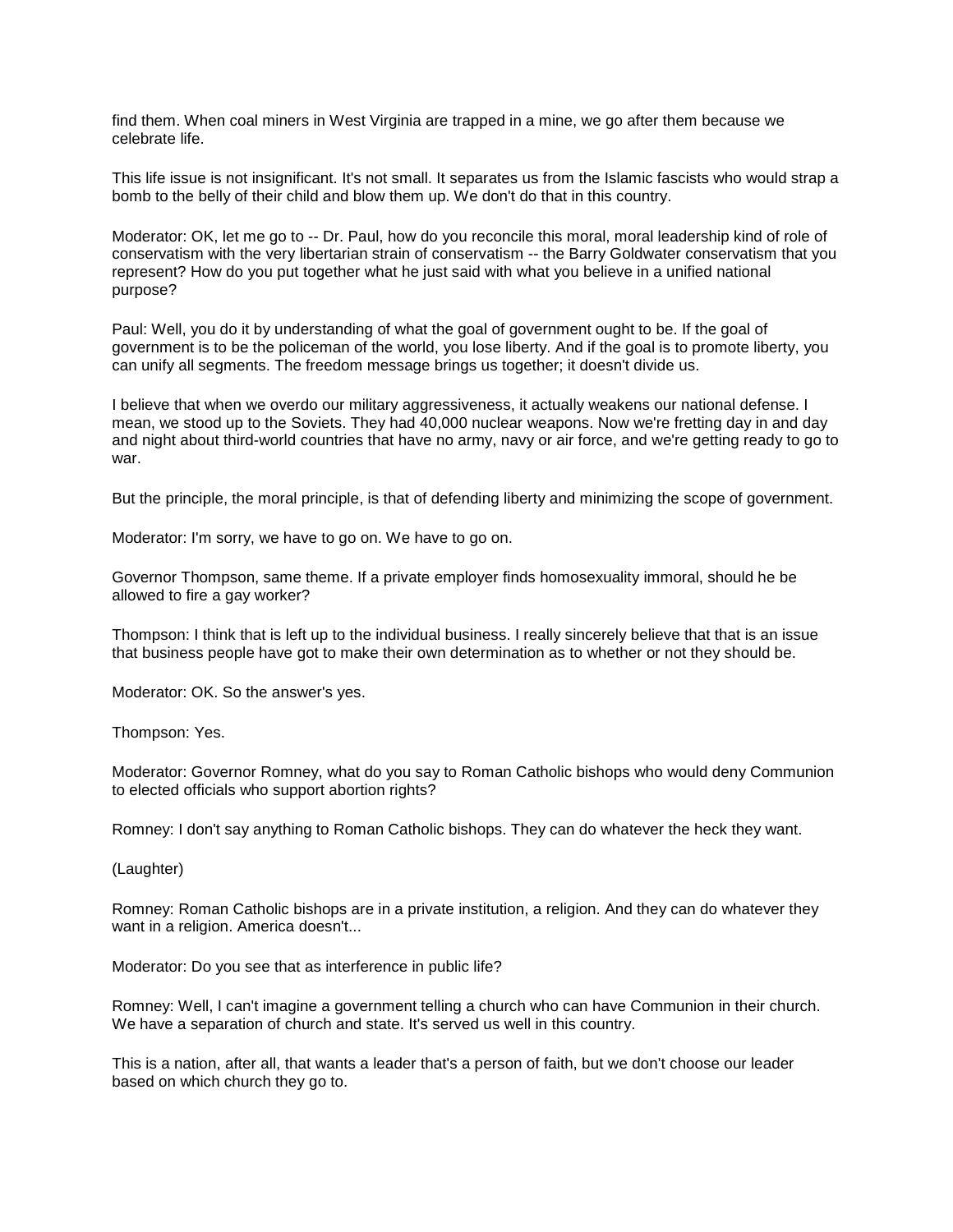find them. When coal miners in West Virginia are trapped in a mine, we go after them because we celebrate life.

This life issue is not insignificant. It's not small. It separates us from the Islamic fascists who would strap a bomb to the belly of their child and blow them up. We don't do that in this country.

Moderator: OK, let me go to -- Dr. Paul, how do you reconcile this moral, moral leadership kind of role of conservatism with the very libertarian strain of conservatism -- the Barry Goldwater conservatism that you represent? How do you put together what he just said with what you believe in a unified national purpose?

Paul: Well, you do it by understanding of what the goal of government ought to be. If the goal of government is to be the policeman of the world, you lose liberty. And if the goal is to promote liberty, you can unify all segments. The freedom message brings us together; it doesn't divide us.

I believe that when we overdo our military aggressiveness, it actually weakens our national defense. I mean, we stood up to the Soviets. They had 40,000 nuclear weapons. Now we're fretting day in and day and night about third-world countries that have no army, navy or air force, and we're getting ready to go to war.

But the principle, the moral principle, is that of defending liberty and minimizing the scope of government.

Moderator: I'm sorry, we have to go on. We have to go on.

Governor Thompson, same theme. If a private employer finds homosexuality immoral, should he be allowed to fire a gay worker?

Thompson: I think that is left up to the individual business. I really sincerely believe that that is an issue that business people have got to make their own determination as to whether or not they should be.

Moderator: OK. So the answer's yes.

Thompson: Yes.

Moderator: Governor Romney, what do you say to Roman Catholic bishops who would deny Communion to elected officials who support abortion rights?

Romney: I don't say anything to Roman Catholic bishops. They can do whatever the heck they want.

(Laughter)

Romney: Roman Catholic bishops are in a private institution, a religion. And they can do whatever they want in a religion. America doesn't...

Moderator: Do you see that as interference in public life?

Romney: Well, I can't imagine a government telling a church who can have Communion in their church. We have a separation of church and state. It's served us well in this country.

This is a nation, after all, that wants a leader that's a person of faith, but we don't choose our leader based on which church they go to.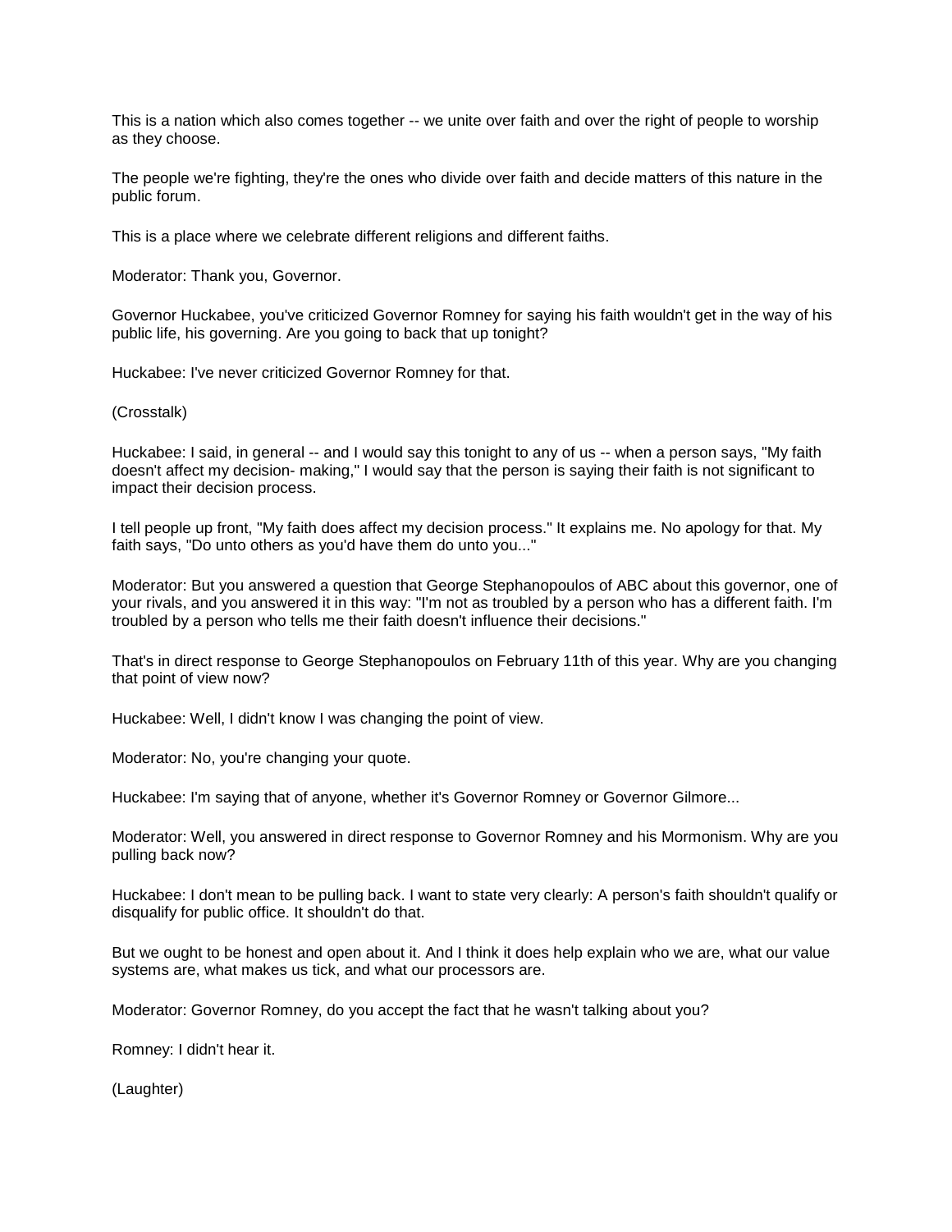This is a nation which also comes together -- we unite over faith and over the right of people to worship as they choose.

The people we're fighting, they're the ones who divide over faith and decide matters of this nature in the public forum.

This is a place where we celebrate different religions and different faiths.

Moderator: Thank you, Governor.

Governor Huckabee, you've criticized Governor Romney for saying his faith wouldn't get in the way of his public life, his governing. Are you going to back that up tonight?

Huckabee: I've never criticized Governor Romney for that.

(Crosstalk)

Huckabee: I said, in general -- and I would say this tonight to any of us -- when a person says, "My faith doesn't affect my decision- making," I would say that the person is saying their faith is not significant to impact their decision process.

I tell people up front, "My faith does affect my decision process." It explains me. No apology for that. My faith says, "Do unto others as you'd have them do unto you..."

Moderator: But you answered a question that George Stephanopoulos of ABC about this governor, one of your rivals, and you answered it in this way: "I'm not as troubled by a person who has a different faith. I'm troubled by a person who tells me their faith doesn't influence their decisions."

That's in direct response to George Stephanopoulos on February 11th of this year. Why are you changing that point of view now?

Huckabee: Well, I didn't know I was changing the point of view.

Moderator: No, you're changing your quote.

Huckabee: I'm saying that of anyone, whether it's Governor Romney or Governor Gilmore...

Moderator: Well, you answered in direct response to Governor Romney and his Mormonism. Why are you pulling back now?

Huckabee: I don't mean to be pulling back. I want to state very clearly: A person's faith shouldn't qualify or disqualify for public office. It shouldn't do that.

But we ought to be honest and open about it. And I think it does help explain who we are, what our value systems are, what makes us tick, and what our processors are.

Moderator: Governor Romney, do you accept the fact that he wasn't talking about you?

Romney: I didn't hear it.

(Laughter)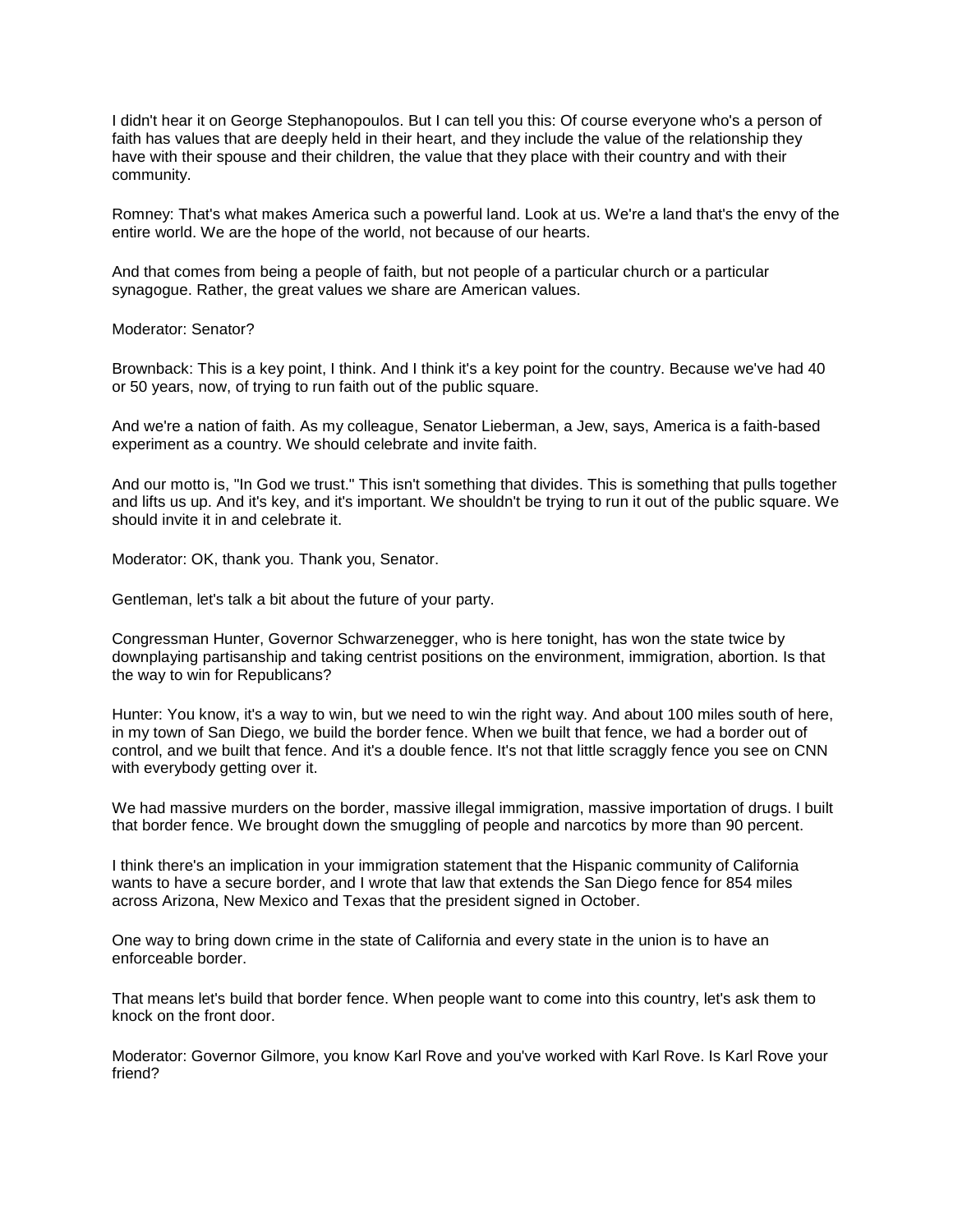I didn't hear it on George Stephanopoulos. But I can tell you this: Of course everyone who's a person of faith has values that are deeply held in their heart, and they include the value of the relationship they have with their spouse and their children, the value that they place with their country and with their community.

Romney: That's what makes America such a powerful land. Look at us. We're a land that's the envy of the entire world. We are the hope of the world, not because of our hearts.

And that comes from being a people of faith, but not people of a particular church or a particular synagogue. Rather, the great values we share are American values.

Moderator: Senator?

Brownback: This is a key point, I think. And I think it's a key point for the country. Because we've had 40 or 50 years, now, of trying to run faith out of the public square.

And we're a nation of faith. As my colleague, Senator Lieberman, a Jew, says, America is a faith-based experiment as a country. We should celebrate and invite faith.

And our motto is, "In God we trust." This isn't something that divides. This is something that pulls together and lifts us up. And it's key, and it's important. We shouldn't be trying to run it out of the public square. We should invite it in and celebrate it.

Moderator: OK, thank you. Thank you, Senator.

Gentleman, let's talk a bit about the future of your party.

Congressman Hunter, Governor Schwarzenegger, who is here tonight, has won the state twice by downplaying partisanship and taking centrist positions on the environment, immigration, abortion. Is that the way to win for Republicans?

Hunter: You know, it's a way to win, but we need to win the right way. And about 100 miles south of here, in my town of San Diego, we build the border fence. When we built that fence, we had a border out of control, and we built that fence. And it's a double fence. It's not that little scraggly fence you see on CNN with everybody getting over it.

We had massive murders on the border, massive illegal immigration, massive importation of drugs. I built that border fence. We brought down the smuggling of people and narcotics by more than 90 percent.

I think there's an implication in your immigration statement that the Hispanic community of California wants to have a secure border, and I wrote that law that extends the San Diego fence for 854 miles across Arizona, New Mexico and Texas that the president signed in October.

One way to bring down crime in the state of California and every state in the union is to have an enforceable border.

That means let's build that border fence. When people want to come into this country, let's ask them to knock on the front door.

Moderator: Governor Gilmore, you know Karl Rove and you've worked with Karl Rove. Is Karl Rove your friend?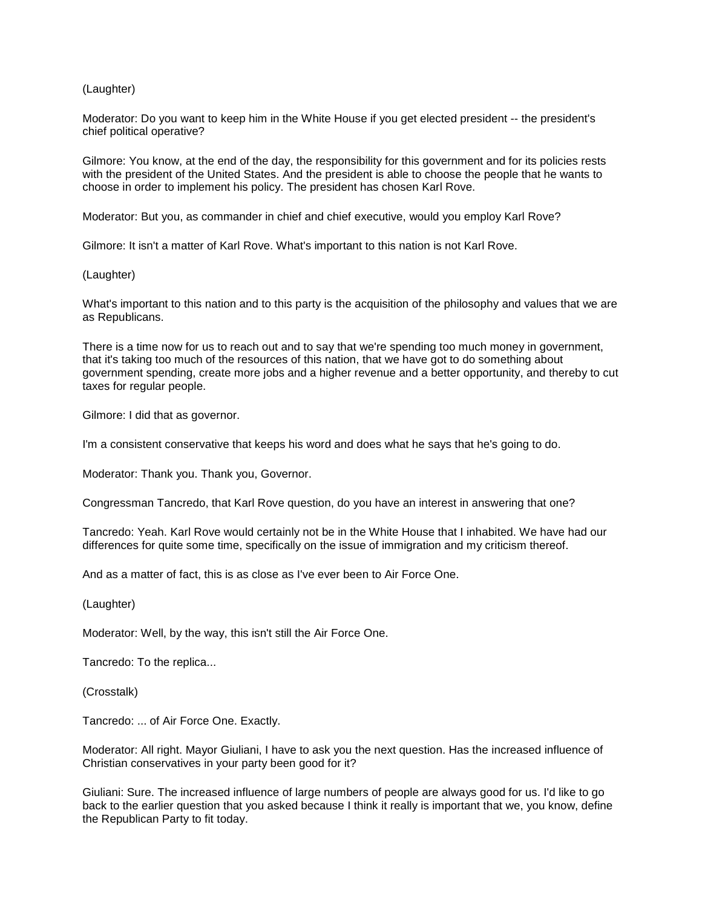(Laughter)

Moderator: Do you want to keep him in the White House if you get elected president -- the president's chief political operative?

Gilmore: You know, at the end of the day, the responsibility for this government and for its policies rests with the president of the United States. And the president is able to choose the people that he wants to choose in order to implement his policy. The president has chosen Karl Rove.

Moderator: But you, as commander in chief and chief executive, would you employ Karl Rove?

Gilmore: It isn't a matter of Karl Rove. What's important to this nation is not Karl Rove.

(Laughter)

What's important to this nation and to this party is the acquisition of the philosophy and values that we are as Republicans.

There is a time now for us to reach out and to say that we're spending too much money in government, that it's taking too much of the resources of this nation, that we have got to do something about government spending, create more jobs and a higher revenue and a better opportunity, and thereby to cut taxes for regular people.

Gilmore: I did that as governor.

I'm a consistent conservative that keeps his word and does what he says that he's going to do.

Moderator: Thank you. Thank you, Governor.

Congressman Tancredo, that Karl Rove question, do you have an interest in answering that one?

Tancredo: Yeah. Karl Rove would certainly not be in the White House that I inhabited. We have had our differences for quite some time, specifically on the issue of immigration and my criticism thereof.

And as a matter of fact, this is as close as I've ever been to Air Force One.

(Laughter)

Moderator: Well, by the way, this isn't still the Air Force One.

Tancredo: To the replica...

(Crosstalk)

Tancredo: ... of Air Force One. Exactly.

Moderator: All right. Mayor Giuliani, I have to ask you the next question. Has the increased influence of Christian conservatives in your party been good for it?

Giuliani: Sure. The increased influence of large numbers of people are always good for us. I'd like to go back to the earlier question that you asked because I think it really is important that we, you know, define the Republican Party to fit today.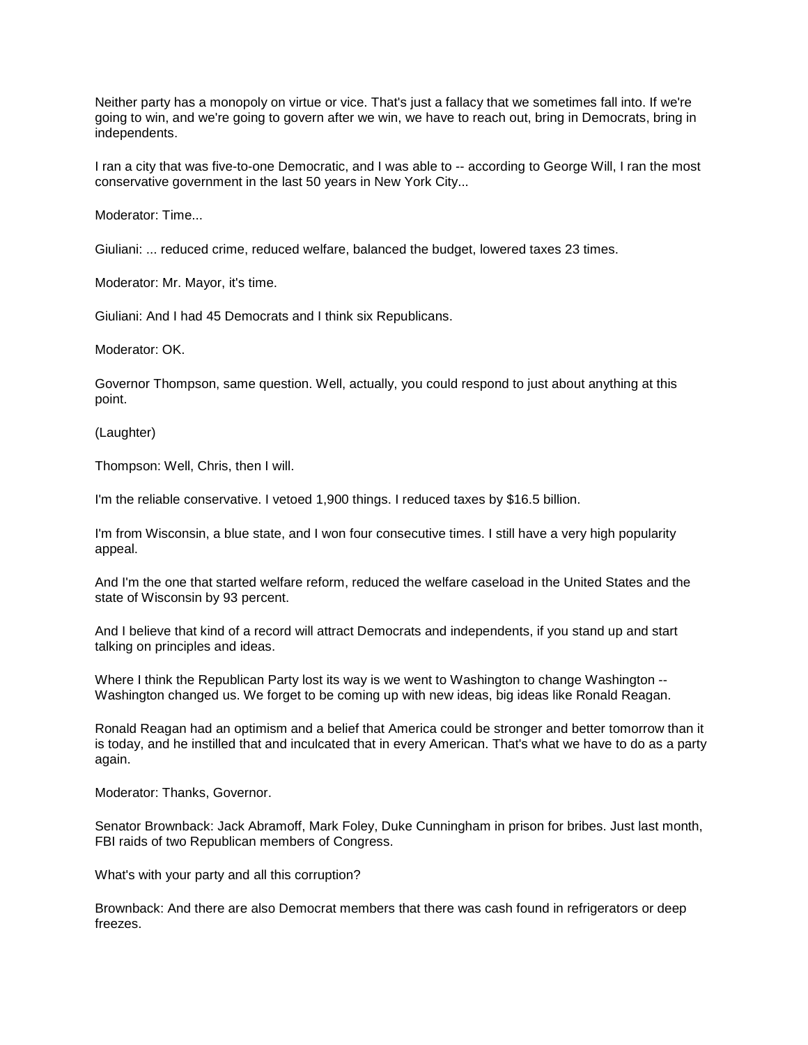Neither party has a monopoly on virtue or vice. That's just a fallacy that we sometimes fall into. If we're going to win, and we're going to govern after we win, we have to reach out, bring in Democrats, bring in independents.

I ran a city that was five-to-one Democratic, and I was able to -- according to George Will, I ran the most conservative government in the last 50 years in New York City...

Moderator: Time...

Giuliani: ... reduced crime, reduced welfare, balanced the budget, lowered taxes 23 times.

Moderator: Mr. Mayor, it's time.

Giuliani: And I had 45 Democrats and I think six Republicans.

Moderator: OK.

Governor Thompson, same question. Well, actually, you could respond to just about anything at this point.

(Laughter)

Thompson: Well, Chris, then I will.

I'm the reliable conservative. I vetoed 1,900 things. I reduced taxes by $16.5 billion.

I'm from Wisconsin, a blue state, and I won four consecutive times. I still have a very high popularity appeal.

And I'm the one that started welfare reform, reduced the welfare caseload in the United States and the state of Wisconsin by 93 percent.

And I believe that kind of a record will attract Democrats and independents, if you stand up and start talking on principles and ideas.

Where I think the Republican Party lost its way is we went to Washington to change Washington -- Washington changed us. We forget to be coming up with new ideas, big ideas like Ronald Reagan.

Ronald Reagan had an optimism and a belief that America could be stronger and better tomorrow than it is today, and he instilled that and inculcated that in every American. That's what we have to do as a party again.

Moderator: Thanks, Governor.

Senator Brownback: Jack Abramoff, Mark Foley, Duke Cunningham in prison for bribes. Just last month, FBI raids of two Republican members of Congress.

What's with your party and all this corruption?

Brownback: And there are also Democrat members that there was cash found in refrigerators or deep freezes.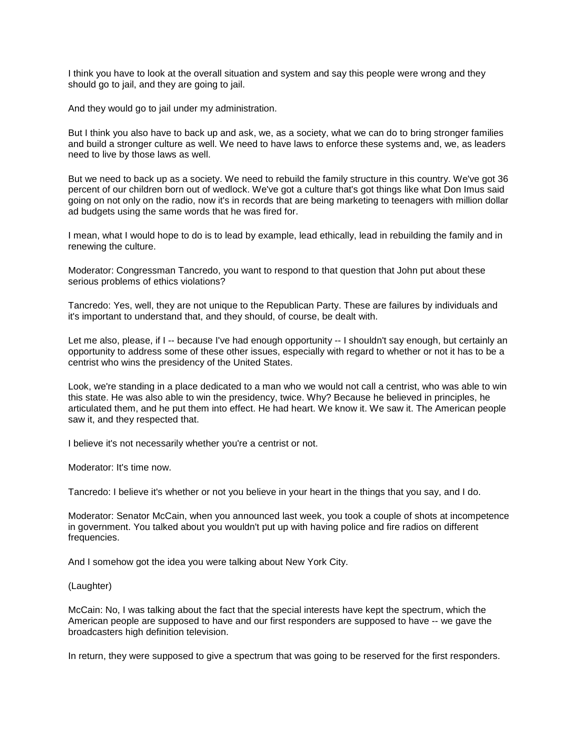I think you have to look at the overall situation and system and say this people were wrong and they should go to jail, and they are going to jail.

And they would go to jail under my administration.

But I think you also have to back up and ask, we, as a society, what we can do to bring stronger families and build a stronger culture as well. We need to have laws to enforce these systems and, we, as leaders need to live by those laws as well.

But we need to back up as a society. We need to rebuild the family structure in this country. We've got 36 percent of our children born out of wedlock. We've got a culture that's got things like what Don Imus said going on not only on the radio, now it's in records that are being marketing to teenagers with million dollar ad budgets using the same words that he was fired for.

I mean, what I would hope to do is to lead by example, lead ethically, lead in rebuilding the family and in renewing the culture.

Moderator: Congressman Tancredo, you want to respond to that question that John put about these serious problems of ethics violations?

Tancredo: Yes, well, they are not unique to the Republican Party. These are failures by individuals and it's important to understand that, and they should, of course, be dealt with.

Let me also, please, if I -- because I've had enough opportunity -- I shouldn't say enough, but certainly an opportunity to address some of these other issues, especially with regard to whether or not it has to be a centrist who wins the presidency of the United States.

Look, we're standing in a place dedicated to a man who we would not call a centrist, who was able to win this state. He was also able to win the presidency, twice. Why? Because he believed in principles, he articulated them, and he put them into effect. He had heart. We know it. We saw it. The American people saw it, and they respected that.

I believe it's not necessarily whether you're a centrist or not.

Moderator: It's time now.

Tancredo: I believe it's whether or not you believe in your heart in the things that you say, and I do.

Moderator: Senator McCain, when you announced last week, you took a couple of shots at incompetence in government. You talked about you wouldn't put up with having police and fire radios on different frequencies.

And I somehow got the idea you were talking about New York City.

(Laughter)

McCain: No, I was talking about the fact that the special interests have kept the spectrum, which the American people are supposed to have and our first responders are supposed to have -- we gave the broadcasters high definition television.

In return, they were supposed to give a spectrum that was going to be reserved for the first responders.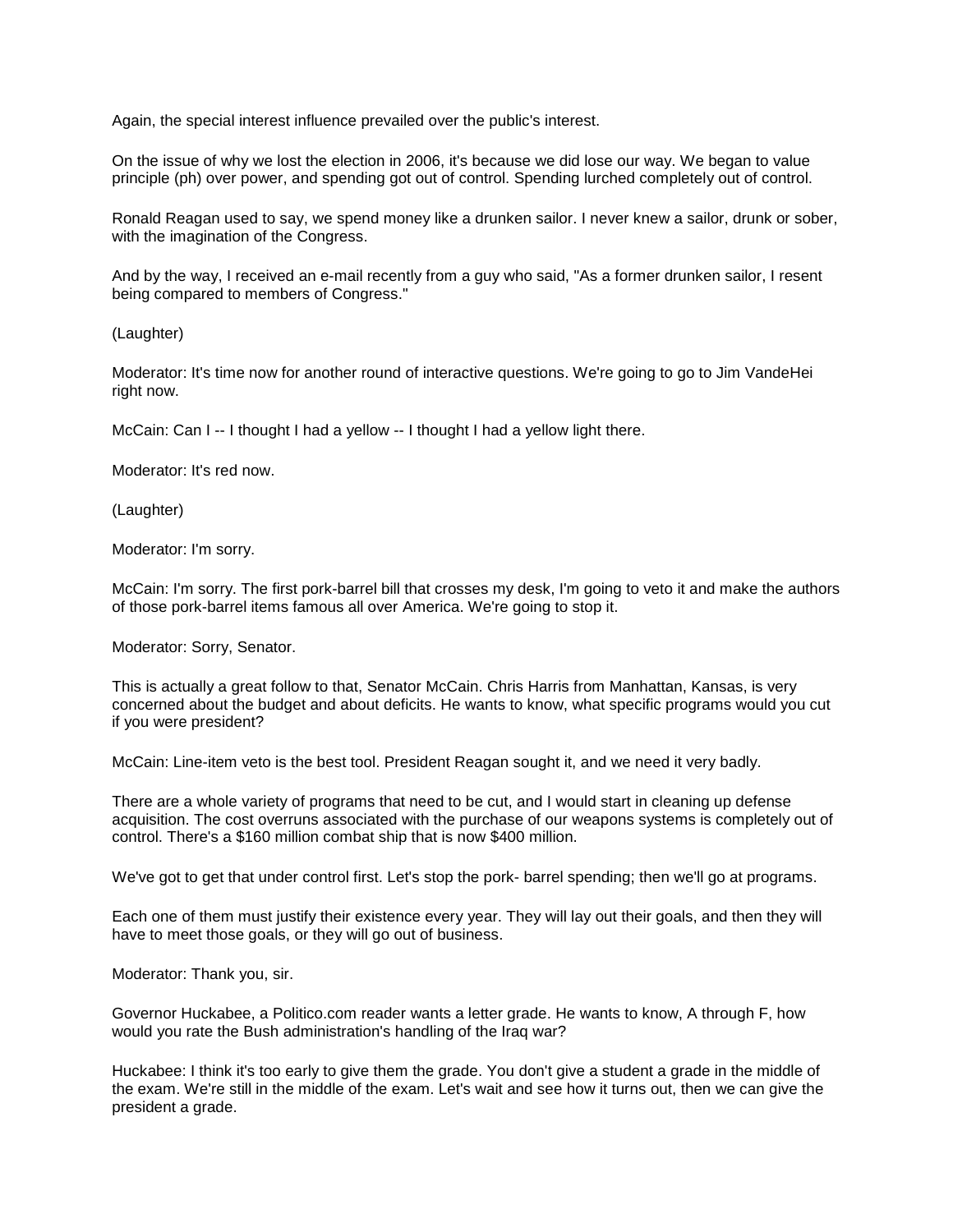Again, the special interest influence prevailed over the public's interest.

On the issue of why we lost the election in 2006, it's because we did lose our way. We began to value principle (ph) over power, and spending got out of control. Spending lurched completely out of control.

Ronald Reagan used to say, we spend money like a drunken sailor. I never knew a sailor, drunk or sober, with the imagination of the Congress.

And by the way, I received an e-mail recently from a guy who said, "As a former drunken sailor, I resent being compared to members of Congress."

(Laughter)

Moderator: It's time now for another round of interactive questions. We're going to go to Jim VandeHei right now.

McCain: Can I -- I thought I had a yellow -- I thought I had a yellow light there.

Moderator: It's red now.

(Laughter)

Moderator: I'm sorry.

McCain: I'm sorry. The first pork-barrel bill that crosses my desk, I'm going to veto it and make the authors of those pork-barrel items famous all over America. We're going to stop it.

Moderator: Sorry, Senator.

This is actually a great follow to that, Senator McCain. Chris Harris from Manhattan, Kansas, is very concerned about the budget and about deficits. He wants to know, what specific programs would you cut if you were president?

McCain: Line-item veto is the best tool. President Reagan sought it, and we need it very badly.

There are a whole variety of programs that need to be cut, and I would start in cleaning up defense acquisition. The cost overruns associated with the purchase of our weapons systems is completely out of control. There's a $160 million combat ship that is now $400 million.

We've got to get that under control first. Let's stop the pork- barrel spending; then we'll go at programs.

Each one of them must justify their existence every year. They will lay out their goals, and then they will have to meet those goals, or they will go out of business.

Moderator: Thank you, sir.

Governor Huckabee, a Politico.com reader wants a letter grade. He wants to know, A through F, how would you rate the Bush administration's handling of the Iraq war?

Huckabee: I think it's too early to give them the grade. You don't give a student a grade in the middle of the exam. We're still in the middle of the exam. Let's wait and see how it turns out, then we can give the president a grade.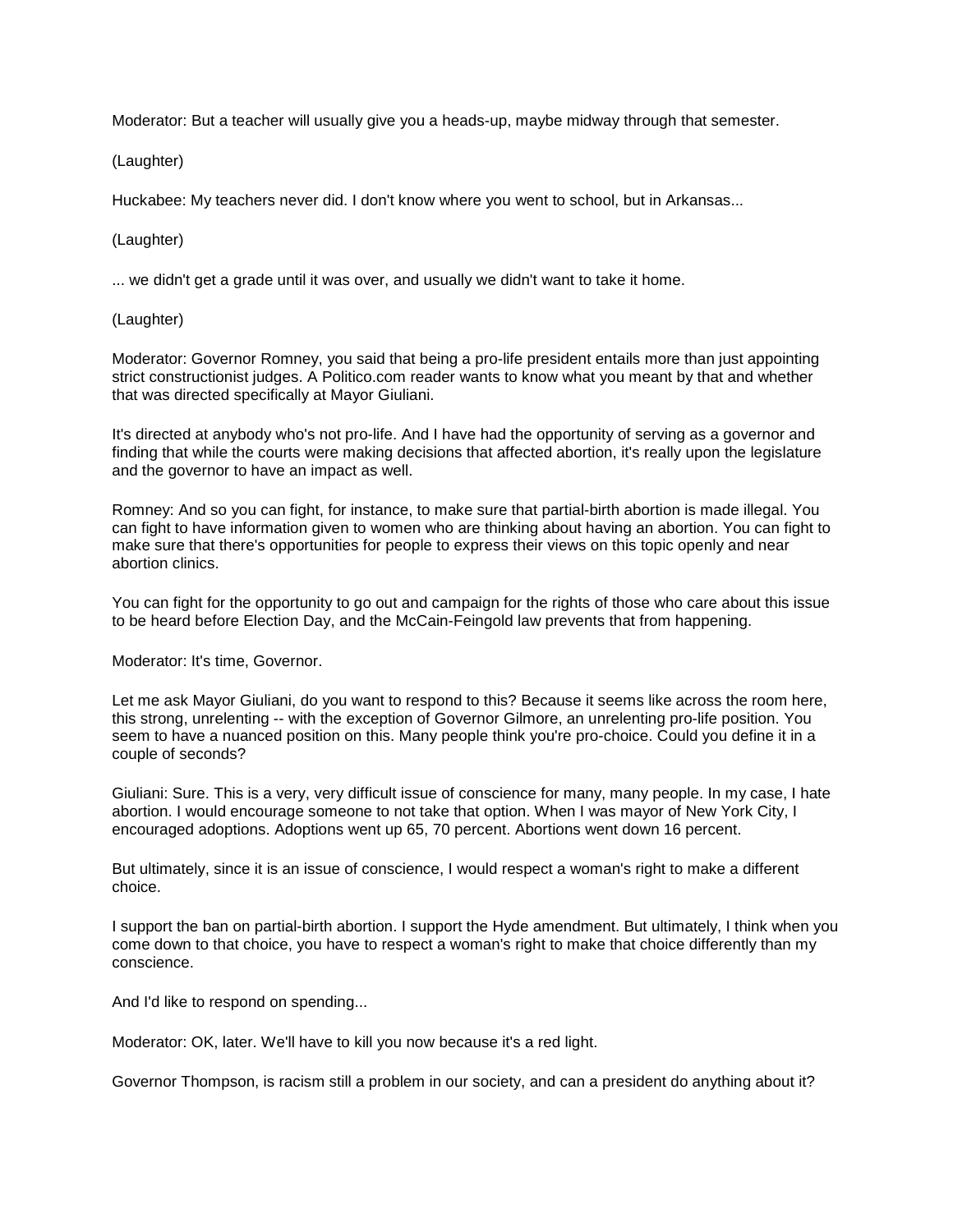Moderator: But a teacher will usually give you a heads-up, maybe midway through that semester.

(Laughter)

Huckabee: My teachers never did. I don't know where you went to school, but in Arkansas...

(Laughter)

... we didn't get a grade until it was over, and usually we didn't want to take it home.

(Laughter)

Moderator: Governor Romney, you said that being a pro-life president entails more than just appointing strict constructionist judges. A Politico.com reader wants to know what you meant by that and whether that was directed specifically at Mayor Giuliani.

It's directed at anybody who's not pro-life. And I have had the opportunity of serving as a governor and finding that while the courts were making decisions that affected abortion, it's really upon the legislature and the governor to have an impact as well.

Romney: And so you can fight, for instance, to make sure that partial-birth abortion is made illegal. You can fight to have information given to women who are thinking about having an abortion. You can fight to make sure that there's opportunities for people to express their views on this topic openly and near abortion clinics.

You can fight for the opportunity to go out and campaign for the rights of those who care about this issue to be heard before Election Day, and the McCain-Feingold law prevents that from happening.

Moderator: It's time, Governor.

Let me ask Mayor Giuliani, do you want to respond to this? Because it seems like across the room here, this strong, unrelenting -- with the exception of Governor Gilmore, an unrelenting pro-life position. You seem to have a nuanced position on this. Many people think you're pro-choice. Could you define it in a couple of seconds?

Giuliani: Sure. This is a very, very difficult issue of conscience for many, many people. In my case, I hate abortion. I would encourage someone to not take that option. When I was mayor of New York City, I encouraged adoptions. Adoptions went up 65, 70 percent. Abortions went down 16 percent.

But ultimately, since it is an issue of conscience, I would respect a woman's right to make a different choice.

I support the ban on partial-birth abortion. I support the Hyde amendment. But ultimately, I think when you come down to that choice, you have to respect a woman's right to make that choice differently than my conscience.

And I'd like to respond on spending...

Moderator: OK, later. We'll have to kill you now because it's a red light.

Governor Thompson, is racism still a problem in our society, and can a president do anything about it?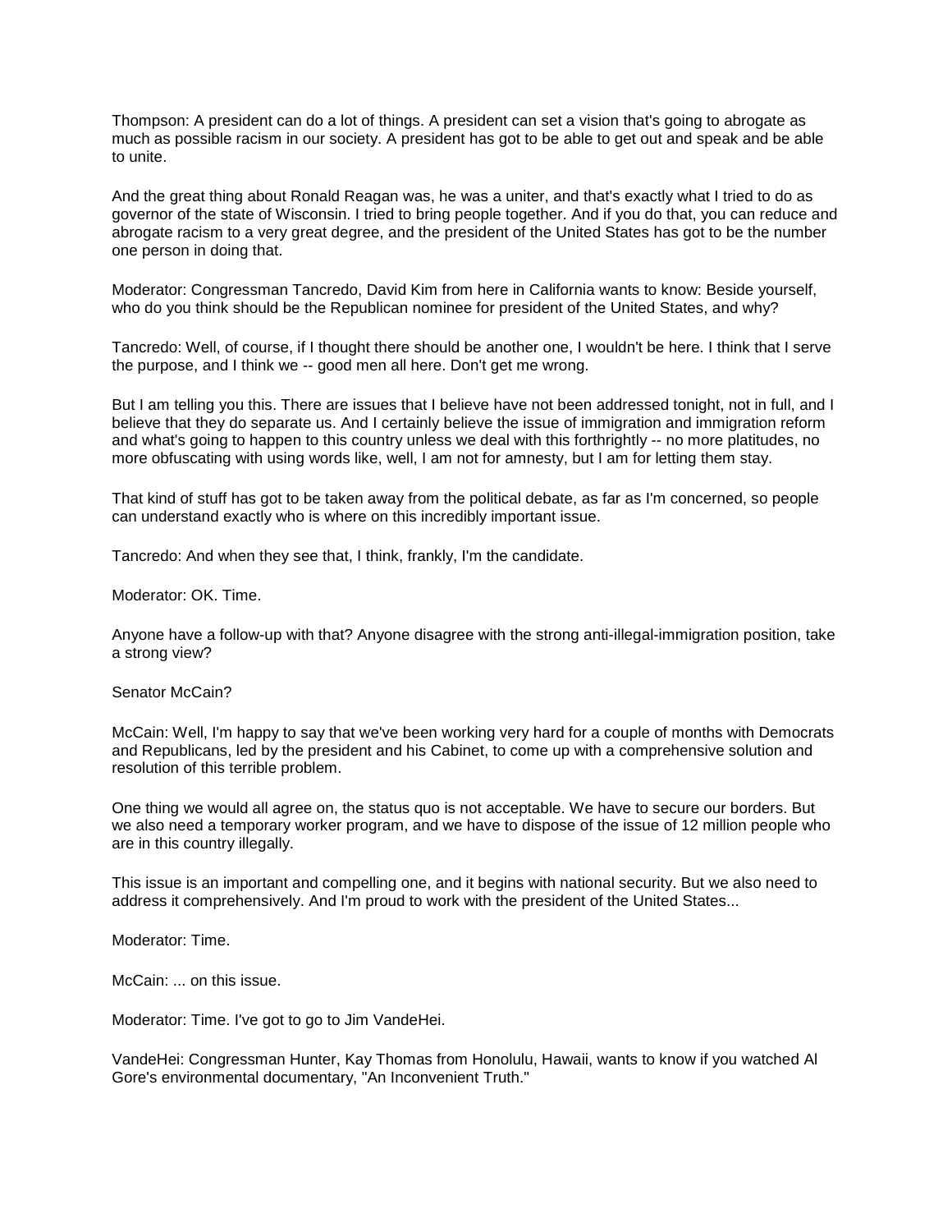Thompson: A president can do a lot of things. A president can set a vision that's going to abrogate as much as possible racism in our society. A president has got to be able to get out and speak and be able to unite.

And the great thing about Ronald Reagan was, he was a uniter, and that's exactly what I tried to do as governor of the state of Wisconsin. I tried to bring people together. And if you do that, you can reduce and abrogate racism to a very great degree, and the president of the United States has got to be the number one person in doing that.

Moderator: Congressman Tancredo, David Kim from here in California wants to know: Beside yourself, who do you think should be the Republican nominee for president of the United States, and why?

Tancredo: Well, of course, if I thought there should be another one, I wouldn't be here. I think that I serve the purpose, and I think we -- good men all here. Don't get me wrong.

But I am telling you this. There are issues that I believe have not been addressed tonight, not in full, and I believe that they do separate us. And I certainly believe the issue of immigration and immigration reform and what's going to happen to this country unless we deal with this forthrightly -- no more platitudes, no more obfuscating with using words like, well, I am not for amnesty, but I am for letting them stay.

That kind of stuff has got to be taken away from the political debate, as far as I'm concerned, so people can understand exactly who is where on this incredibly important issue.

Tancredo: And when they see that, I think, frankly, I'm the candidate.

Moderator: OK. Time.

Anyone have a follow-up with that? Anyone disagree with the strong anti-illegal-immigration position, take a strong view?

Senator McCain?

McCain: Well, I'm happy to say that we've been working very hard for a couple of months with Democrats and Republicans, led by the president and his Cabinet, to come up with a comprehensive solution and resolution of this terrible problem.

One thing we would all agree on, the status quo is not acceptable. We have to secure our borders. But we also need a temporary worker program, and we have to dispose of the issue of 12 million people who are in this country illegally.

This issue is an important and compelling one, and it begins with national security. But we also need to address it comprehensively. And I'm proud to work with the president of the United States...

Moderator: Time.

McCain: ... on this issue.

Moderator: Time. I've got to go to Jim VandeHei.

VandeHei: Congressman Hunter, Kay Thomas from Honolulu, Hawaii, wants to know if you watched Al Gore's environmental documentary, "An Inconvenient Truth."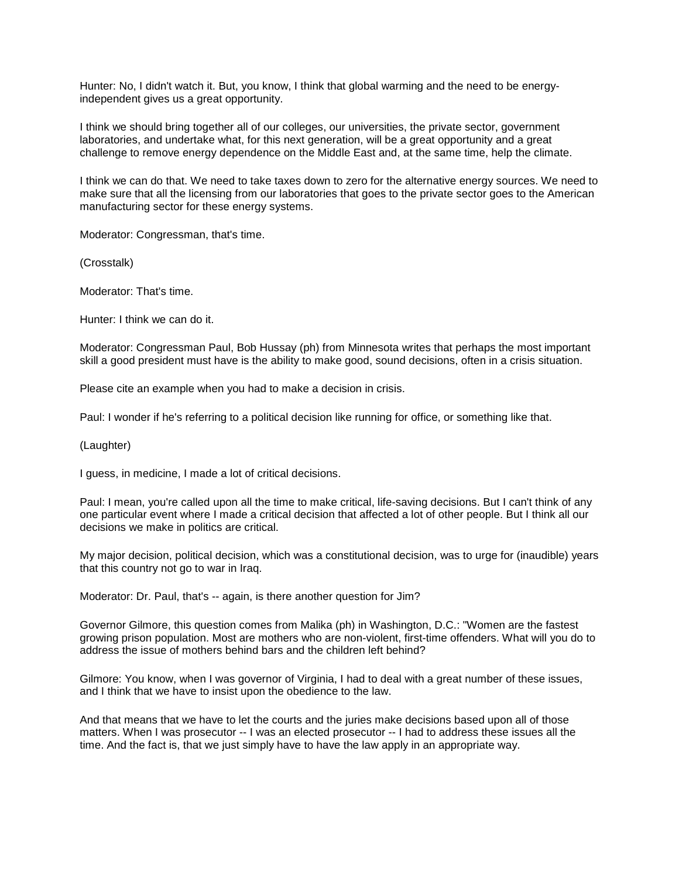Hunter: No, I didn't watch it. But, you know, I think that global warming and the need to be energy-independent gives us a great opportunity.

I think we should bring together all of our colleges, our universities, the private sector, government laboratories, and undertake what, for this next generation, will be a great opportunity and a great challenge to remove energy dependence on the Middle East and, at the same time, help the climate.

I think we can do that. We need to take taxes down to zero for the alternative energy sources. We need to make sure that all the licensing from our laboratories that goes to the private sector goes to the American manufacturing sector for these energy systems.

Moderator: Congressman, that's time.

(Crosstalk)

Moderator: That's time.

Hunter: I think we can do it.

Moderator: Congressman Paul, Bob Hussay (ph) from Minnesota writes that perhaps the most important skill a good president must have is the ability to make good, sound decisions, often in a crisis situation.

Please cite an example when you had to make a decision in crisis.

Paul: I wonder if he's referring to a political decision like running for office, or something like that.

(Laughter)

I guess, in medicine, I made a lot of critical decisions.

Paul: I mean, you're called upon all the time to make critical, life-saving decisions. But I can't think of any one particular event where I made a critical decision that affected a lot of other people. But I think all our decisions we make in politics are critical.

My major decision, political decision, which was a constitutional decision, was to urge for (inaudible) years that this country not go to war in Iraq.

Moderator: Dr. Paul, that's -- again, is there another question for Jim?

Governor Gilmore, this question comes from Malika (ph) in Washington, D.C.: "Women are the fastest growing prison population. Most are mothers who are non-violent, first-time offenders. What will you do to address the issue of mothers behind bars and the children left behind?

Gilmore: You know, when I was governor of Virginia, I had to deal with a great number of these issues, and I think that we have to insist upon the obedience to the law.

And that means that we have to let the courts and the juries make decisions based upon all of those matters. When I was prosecutor -- I was an elected prosecutor -- I had to address these issues all the time. And the fact is, that we just simply have to have the law apply in an appropriate way.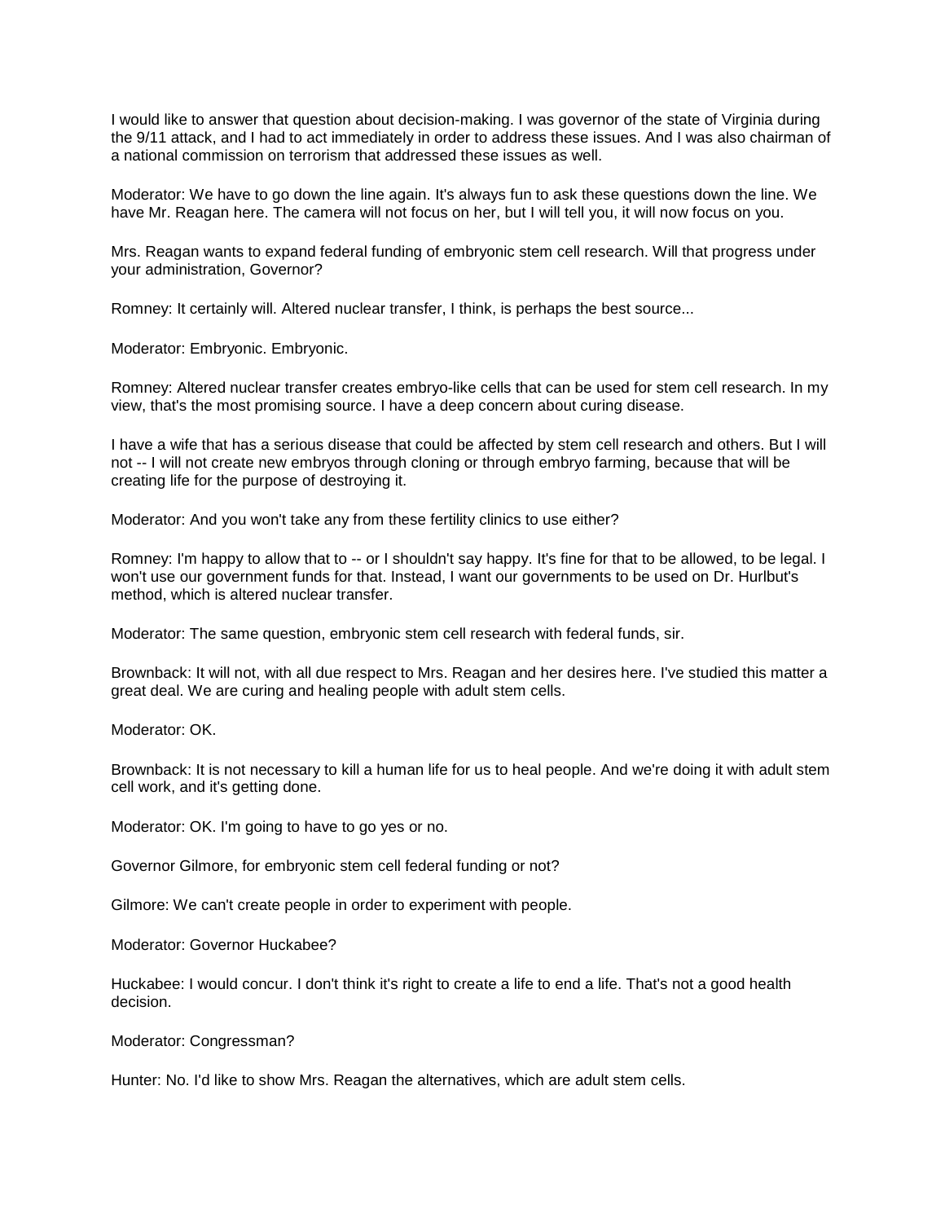I would like to answer that question about decision-making. I was governor of the state of Virginia during the 9/11 attack, and I had to act immediately in order to address these issues. And I was also chairman of a national commission on terrorism that addressed these issues as well.

Moderator: We have to go down the line again. It's always fun to ask these questions down the line. We have Mr. Reagan here. The camera will not focus on her, but I will tell you, it will now focus on you.

Mrs. Reagan wants to expand federal funding of embryonic stem cell research. Will that progress under your administration, Governor?

Romney: It certainly will. Altered nuclear transfer, I think, is perhaps the best source...

Moderator: Embryonic. Embryonic.

Romney: Altered nuclear transfer creates embryo-like cells that can be used for stem cell research. In my view, that's the most promising source. I have a deep concern about curing disease.

I have a wife that has a serious disease that could be affected by stem cell research and others. But I will not -- I will not create new embryos through cloning or through embryo farming, because that will be creating life for the purpose of destroying it.

Moderator: And you won't take any from these fertility clinics to use either?

Romney: I'm happy to allow that to -- or I shouldn't say happy. It's fine for that to be allowed, to be legal. I won't use our government funds for that. Instead, I want our governments to be used on Dr. Hurlbut's method, which is altered nuclear transfer.

Moderator: The same question, embryonic stem cell research with federal funds, sir.

Brownback: It will not, with all due respect to Mrs. Reagan and her desires here. I've studied this matter a great deal. We are curing and healing people with adult stem cells.

Moderator: OK.

Brownback: It is not necessary to kill a human life for us to heal people. And we're doing it with adult stem cell work, and it's getting done.

Moderator: OK. I'm going to have to go yes or no.

Governor Gilmore, for embryonic stem cell federal funding or not?

Gilmore: We can't create people in order to experiment with people.

Moderator: Governor Huckabee?

Huckabee: I would concur. I don't think it's right to create a life to end a life. That's not a good health decision.

Moderator: Congressman?

Hunter: No. I'd like to show Mrs. Reagan the alternatives, which are adult stem cells.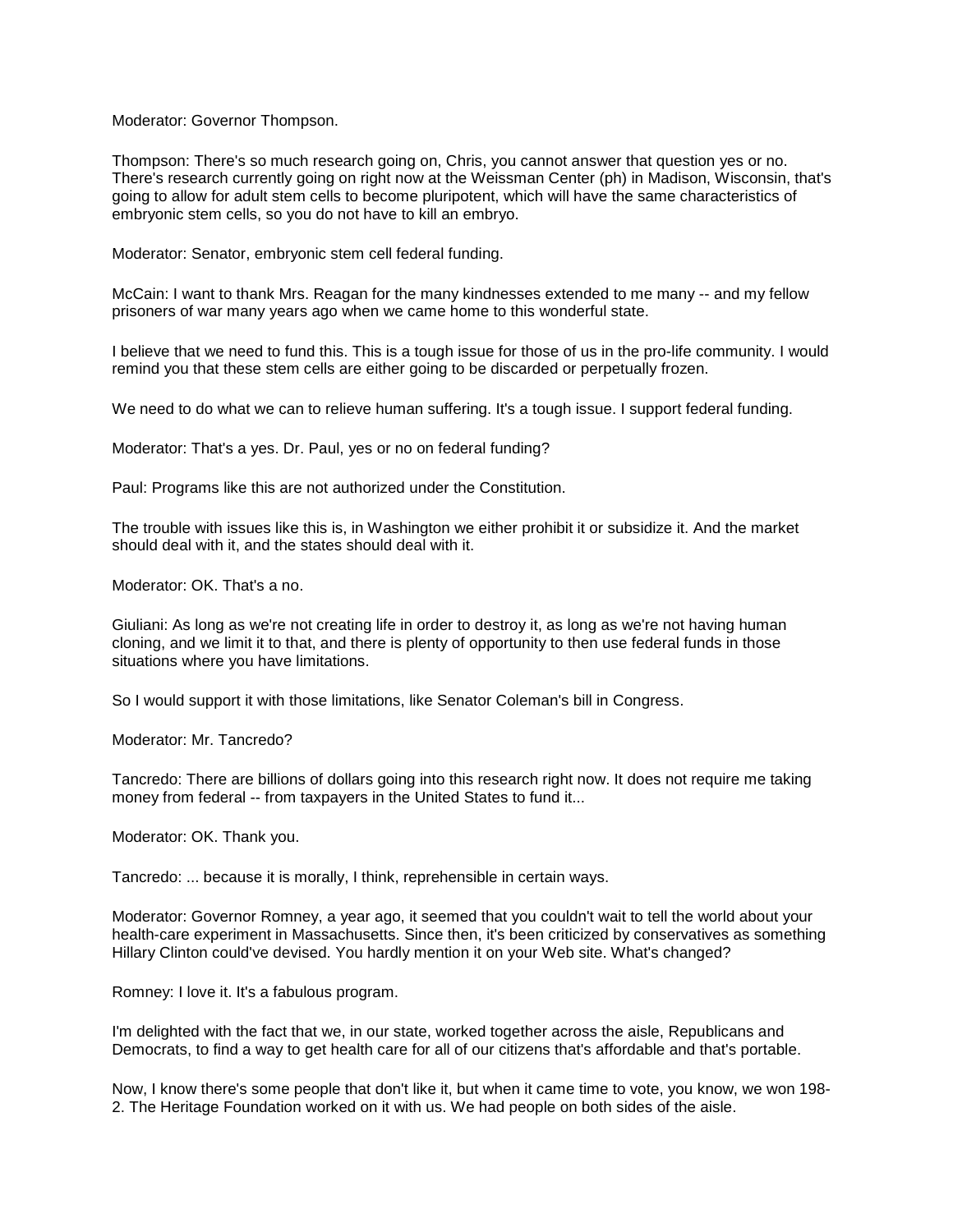Moderator: Governor Thompson.

Thompson: There's so much research going on, Chris, you cannot answer that question yes or no. There's research currently going on right now at the Weissman Center (ph) in Madison, Wisconsin, that's going to allow for adult stem cells to become pluripotent, which will have the same characteristics of embryonic stem cells, so you do not have to kill an embryo.

Moderator: Senator, embryonic stem cell federal funding.

McCain: I want to thank Mrs. Reagan for the many kindnesses extended to me many -- and my fellow prisoners of war many years ago when we came home to this wonderful state.

I believe that we need to fund this. This is a tough issue for those of us in the pro-life community. I would remind you that these stem cells are either going to be discarded or perpetually frozen.

We need to do what we can to relieve human suffering. It's a tough issue. I support federal funding.

Moderator: That's a yes. Dr. Paul, yes or no on federal funding?

Paul: Programs like this are not authorized under the Constitution.

The trouble with issues like this is, in Washington we either prohibit it or subsidize it. And the market should deal with it, and the states should deal with it.

Moderator: OK. That's a no.

Giuliani: As long as we're not creating life in order to destroy it, as long as we're not having human cloning, and we limit it to that, and there is plenty of opportunity to then use federal funds in those situations where you have limitations.

So I would support it with those limitations, like Senator Coleman's bill in Congress.

Moderator: Mr. Tancredo?

Tancredo: There are billions of dollars going into this research right now. It does not require me taking money from federal -- from taxpayers in the United States to fund it...

Moderator: OK. Thank you.

Tancredo: ... because it is morally, I think, reprehensible in certain ways.

Moderator: Governor Romney, a year ago, it seemed that you couldn't wait to tell the world about your health-care experiment in Massachusetts. Since then, it's been criticized by conservatives as something Hillary Clinton could've devised. You hardly mention it on your Web site. What's changed?

Romney: I love it. It's a fabulous program.

I'm delighted with the fact that we, in our state, worked together across the aisle, Republicans and Democrats, to find a way to get health care for all of our citizens that's affordable and that's portable.

Now, I know there's some people that don't like it, but when it came time to vote, you know, we won 198-2. The Heritage Foundation worked on it with us. We had people on both sides of the aisle.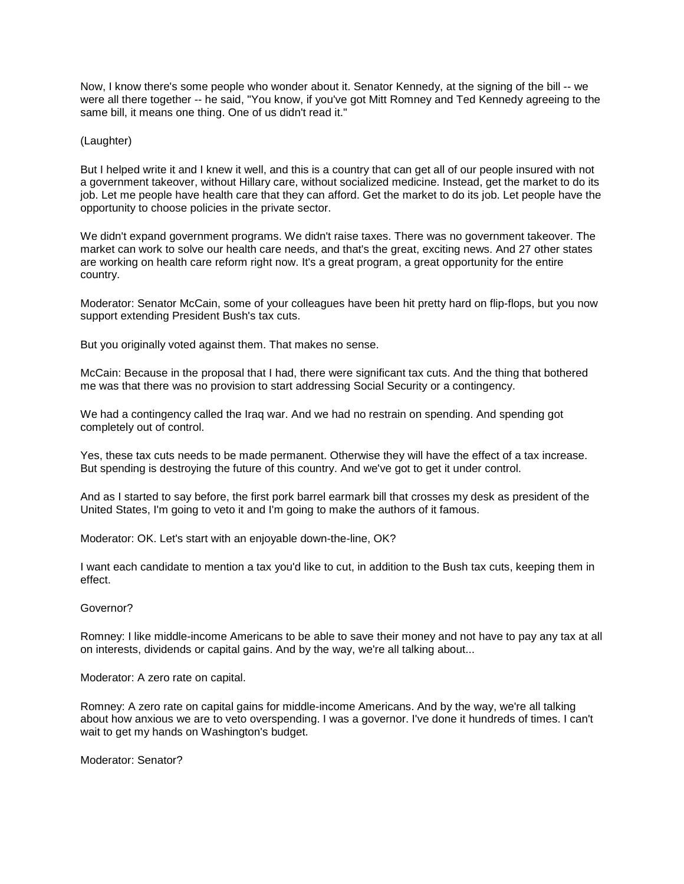Now, I know there's some people who wonder about it. Senator Kennedy, at the signing of the bill -- we were all there together -- he said, "You know, if you've got Mitt Romney and Ted Kennedy agreeing to the same bill, it means one thing. One of us didn't read it."

(Laughter)

But I helped write it and I knew it well, and this is a country that can get all of our people insured with not a government takeover, without Hillary care, without socialized medicine. Instead, get the market to do its job. Let me people have health care that they can afford. Get the market to do its job. Let people have the opportunity to choose policies in the private sector.

We didn't expand government programs. We didn't raise taxes. There was no government takeover. The market can work to solve our health care needs, and that's the great, exciting news. And 27 other states are working on health care reform right now. It's a great program, a great opportunity for the entire country.

Moderator: Senator McCain, some of your colleagues have been hit pretty hard on flip-flops, but you now support extending President Bush's tax cuts.

But you originally voted against them. That makes no sense.

McCain: Because in the proposal that I had, there were significant tax cuts. And the thing that bothered me was that there was no provision to start addressing Social Security or a contingency.

We had a contingency called the Iraq war. And we had no restrain on spending. And spending got completely out of control.

Yes, these tax cuts needs to be made permanent. Otherwise they will have the effect of a tax increase. But spending is destroying the future of this country. And we've got to get it under control.

And as I started to say before, the first pork barrel earmark bill that crosses my desk as president of the United States, I'm going to veto it and I'm going to make the authors of it famous.

Moderator: OK. Let's start with an enjoyable down-the-line, OK?

I want each candidate to mention a tax you'd like to cut, in addition to the Bush tax cuts, keeping them in effect.

Governor?

Romney: I like middle-income Americans to be able to save their money and not have to pay any tax at all on interests, dividends or capital gains. And by the way, we're all talking about...

Moderator: A zero rate on capital.

Romney: A zero rate on capital gains for middle-income Americans. And by the way, we're all talking about how anxious we are to veto overspending. I was a governor. I've done it hundreds of times. I can't wait to get my hands on Washington's budget.

Moderator: Senator?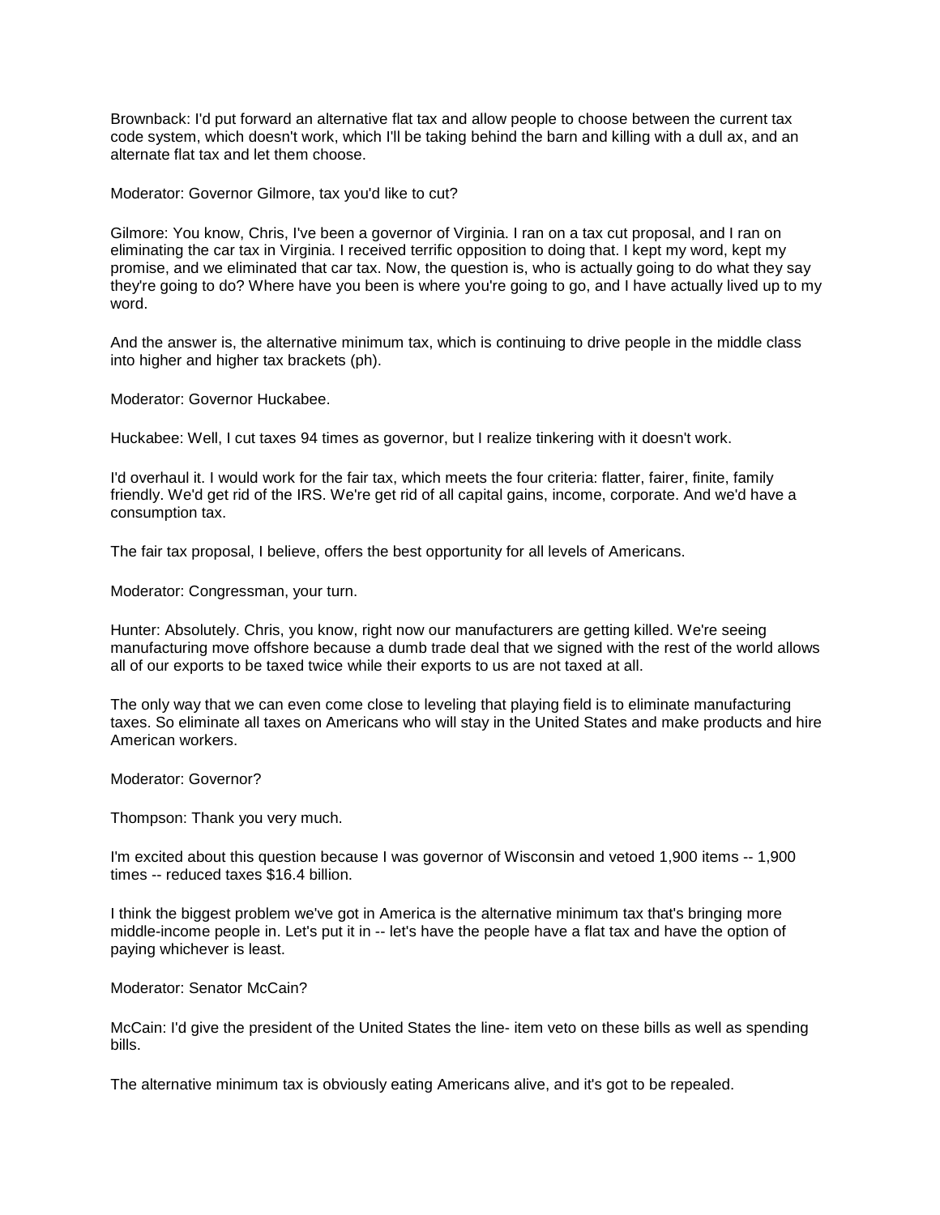Brownback: I'd put forward an alternative flat tax and allow people to choose between the current tax code system, which doesn't work, which I'll be taking behind the barn and killing with a dull ax, and an alternate flat tax and let them choose.

Moderator: Governor Gilmore, tax you'd like to cut?

Gilmore: You know, Chris, I've been a governor of Virginia. I ran on a tax cut proposal, and I ran on eliminating the car tax in Virginia. I received terrific opposition to doing that. I kept my word, kept my promise, and we eliminated that car tax. Now, the question is, who is actually going to do what they say they're going to do? Where have you been is where you're going to go, and I have actually lived up to my word.

And the answer is, the alternative minimum tax, which is continuing to drive people in the middle class into higher and higher tax brackets (ph).

Moderator: Governor Huckabee.

Huckabee: Well, I cut taxes 94 times as governor, but I realize tinkering with it doesn't work.

I'd overhaul it. I would work for the fair tax, which meets the four criteria: flatter, fairer, finite, family friendly. We'd get rid of the IRS. We're get rid of all capital gains, income, corporate. And we'd have a consumption tax.

The fair tax proposal, I believe, offers the best opportunity for all levels of Americans.

Moderator: Congressman, your turn.

Hunter: Absolutely. Chris, you know, right now our manufacturers are getting killed. We're seeing manufacturing move offshore because a dumb trade deal that we signed with the rest of the world allows all of our exports to be taxed twice while their exports to us are not taxed at all.

The only way that we can even come close to leveling that playing field is to eliminate manufacturing taxes. So eliminate all taxes on Americans who will stay in the United States and make products and hire American workers.

Moderator: Governor?

Thompson: Thank you very much.

I'm excited about this question because I was governor of Wisconsin and vetoed 1,900 items -- 1,900 times -- reduced taxes $16.4 billion.

I think the biggest problem we've got in America is the alternative minimum tax that's bringing more middle-income people in. Let's put it in -- let's have the people have a flat tax and have the option of paying whichever is least.

Moderator: Senator McCain?

McCain: I'd give the president of the United States the line- item veto on these bills as well as spending bills.

The alternative minimum tax is obviously eating Americans alive, and it's got to be repealed.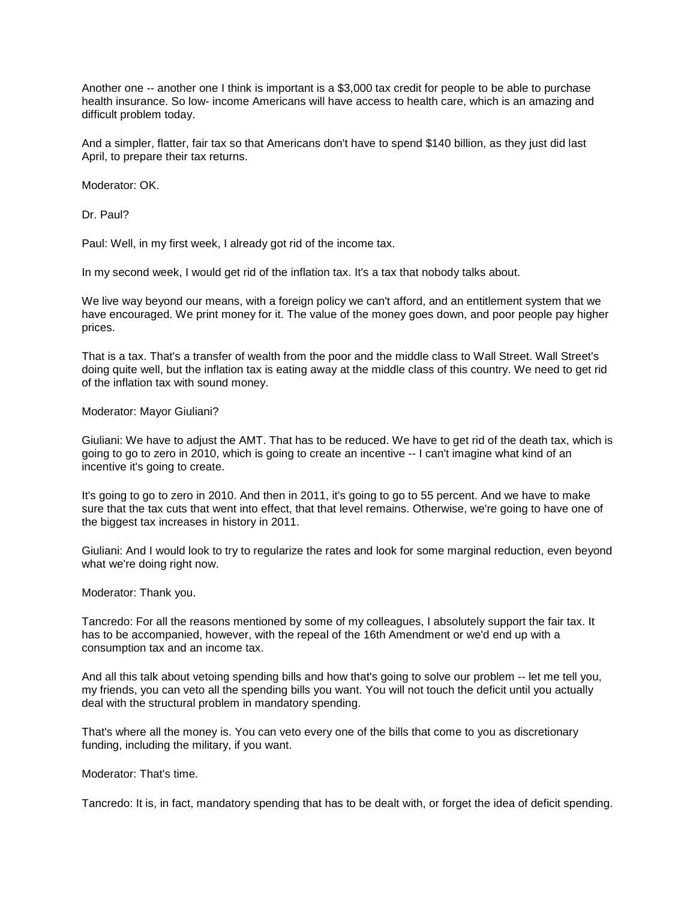Another one -- another one I think is important is a $3,000 tax credit for people to be able to purchase health insurance. So low- income Americans will have access to health care, which is an amazing and difficult problem today.

And a simpler, flatter, fair tax so that Americans don't have to spend $140 billion, as they just did last April, to prepare their tax returns.

Moderator: OK.

Dr. Paul?

Paul: Well, in my first week, I already got rid of the income tax.

In my second week, I would get rid of the inflation tax. It's a tax that nobody talks about.

We live way beyond our means, with a foreign policy we can't afford, and an entitlement system that we have encouraged. We print money for it. The value of the money goes down, and poor people pay higher prices.

That is a tax. That's a transfer of wealth from the poor and the middle class to Wall Street. Wall Street's doing quite well, but the inflation tax is eating away at the middle class of this country. We need to get rid of the inflation tax with sound money.

Moderator: Mayor Giuliani?

Giuliani: We have to adjust the AMT. That has to be reduced. We have to get rid of the death tax, which is going to go to zero in 2010, which is going to create an incentive -- I can't imagine what kind of an incentive it's going to create.

It's going to go to zero in 2010. And then in 2011, it's going to go to 55 percent. And we have to make sure that the tax cuts that went into effect, that that level remains. Otherwise, we're going to have one of the biggest tax increases in history in 2011.

Giuliani: And I would look to try to regularize the rates and look for some marginal reduction, even beyond what we're doing right now.

Moderator: Thank you.

Tancredo: For all the reasons mentioned by some of my colleagues, I absolutely support the fair tax. It has to be accompanied, however, with the repeal of the 16th Amendment or we'd end up with a consumption tax and an income tax.

And all this talk about vetoing spending bills and how that's going to solve our problem -- let me tell you, my friends, you can veto all the spending bills you want. You will not touch the deficit until you actually deal with the structural problem in mandatory spending.

That's where all the money is. You can veto every one of the bills that come to you as discretionary funding, including the military, if you want.

Moderator: That's time.

Tancredo: It is, in fact, mandatory spending that has to be dealt with, or forget the idea of deficit spending.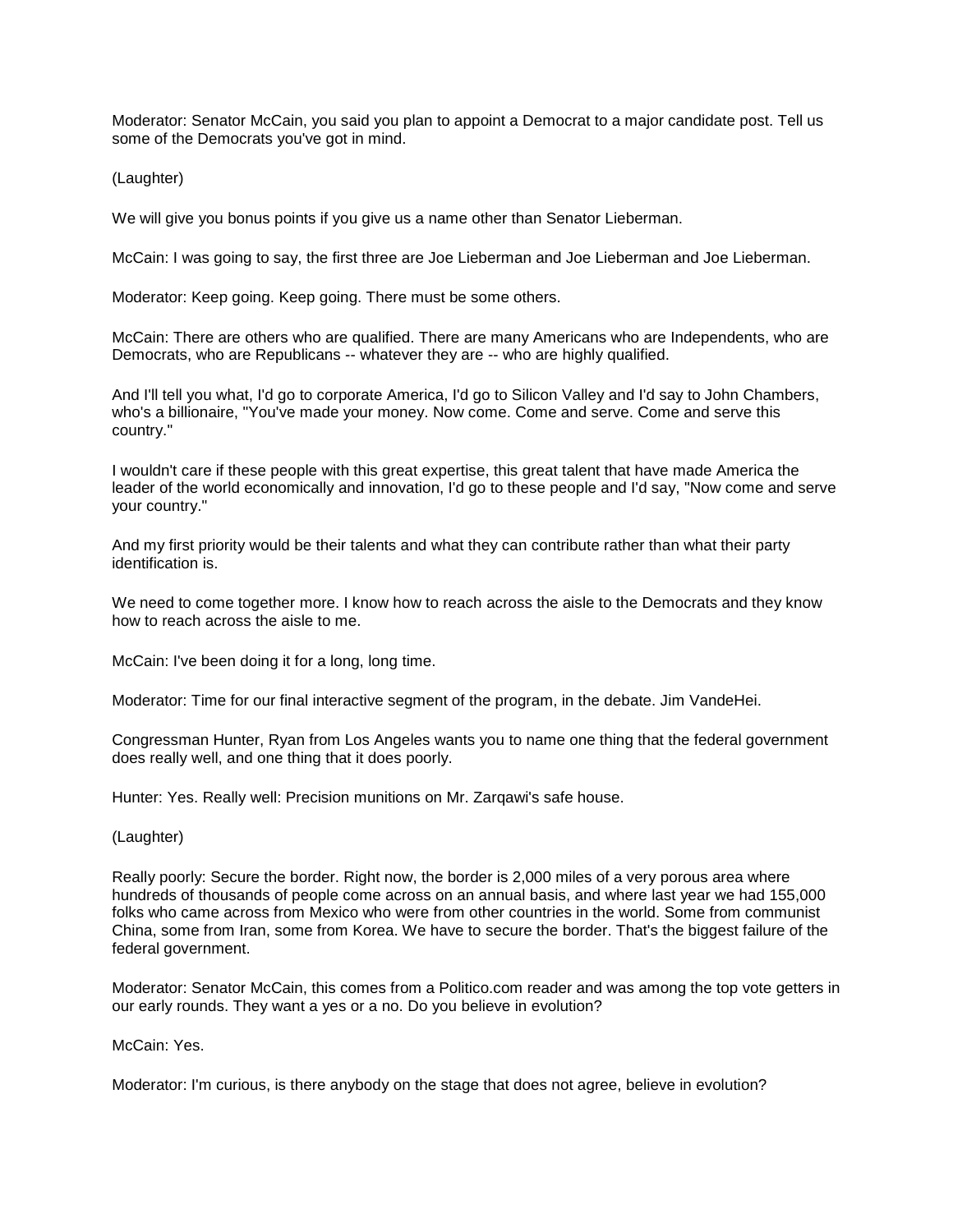Moderator: Senator McCain, you said you plan to appoint a Democrat to a major candidate post. Tell us some of the Democrats you've got in mind.

(Laughter)

We will give you bonus points if you give us a name other than Senator Lieberman.

McCain: I was going to say, the first three are Joe Lieberman and Joe Lieberman and Joe Lieberman.

Moderator: Keep going. Keep going. There must be some others.

McCain: There are others who are qualified. There are many Americans who are Independents, who are Democrats, who are Republicans -- whatever they are -- who are highly qualified.

And I'll tell you what, I'd go to corporate America, I'd go to Silicon Valley and I'd say to John Chambers, who's a billionaire, "You've made your money. Now come. Come and serve. Come and serve this country."

I wouldn't care if these people with this great expertise, this great talent that have made America the leader of the world economically and innovation, I'd go to these people and I'd say, "Now come and serve your country."

And my first priority would be their talents and what they can contribute rather than what their party identification is.

We need to come together more. I know how to reach across the aisle to the Democrats and they know how to reach across the aisle to me.

McCain: I've been doing it for a long, long time.

Moderator: Time for our final interactive segment of the program, in the debate. Jim VandeHei.

Congressman Hunter, Ryan from Los Angeles wants you to name one thing that the federal government does really well, and one thing that it does poorly.

Hunter: Yes. Really well: Precision munitions on Mr. Zarqawi's safe house.

(Laughter)

Really poorly: Secure the border. Right now, the border is 2,000 miles of a very porous area where hundreds of thousands of people come across on an annual basis, and where last year we had 155,000 folks who came across from Mexico who were from other countries in the world. Some from communist China, some from Iran, some from Korea. We have to secure the border. That's the biggest failure of the federal government.

Moderator: Senator McCain, this comes from a Politico.com reader and was among the top vote getters in our early rounds. They want a yes or a no. Do you believe in evolution?

McCain: Yes.

Moderator: I'm curious, is there anybody on the stage that does not agree, believe in evolution?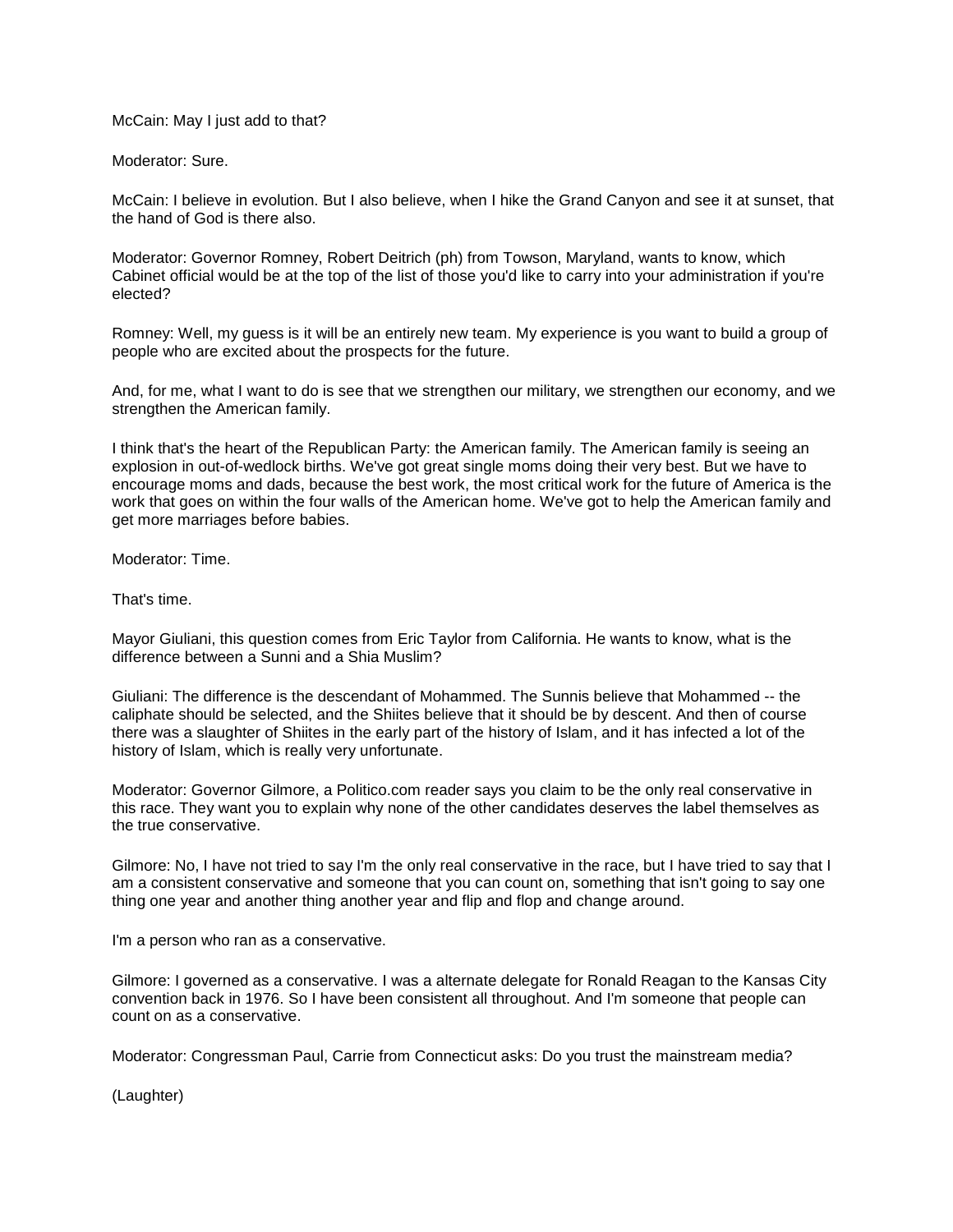McCain: May I just add to that?

Moderator: Sure.

McCain: I believe in evolution. But I also believe, when I hike the Grand Canyon and see it at sunset, that the hand of God is there also.

Moderator: Governor Romney, Robert Deitrich (ph) from Towson, Maryland, wants to know, which Cabinet official would be at the top of the list of those you'd like to carry into your administration if you're elected?

Romney: Well, my guess is it will be an entirely new team. My experience is you want to build a group of people who are excited about the prospects for the future.

And, for me, what I want to do is see that we strengthen our military, we strengthen our economy, and we strengthen the American family.

I think that's the heart of the Republican Party: the American family. The American family is seeing an explosion in out-of-wedlock births. We've got great single moms doing their very best. But we have to encourage moms and dads, because the best work, the most critical work for the future of America is the work that goes on within the four walls of the American home. We've got to help the American family and get more marriages before babies.

Moderator: Time.

That's time.

Mayor Giuliani, this question comes from Eric Taylor from California. He wants to know, what is the difference between a Sunni and a Shia Muslim?

Giuliani: The difference is the descendant of Mohammed. The Sunnis believe that Mohammed -- the caliphate should be selected, and the Shiites believe that it should be by descent. And then of course there was a slaughter of Shiites in the early part of the history of Islam, and it has infected a lot of the history of Islam, which is really very unfortunate.

Moderator: Governor Gilmore, a Politico.com reader says you claim to be the only real conservative in this race. They want you to explain why none of the other candidates deserves the label themselves as the true conservative.

Gilmore: No, I have not tried to say I'm the only real conservative in the race, but I have tried to say that I am a consistent conservative and someone that you can count on, something that isn't going to say one thing one year and another thing another year and flip and flop and change around.

I'm a person who ran as a conservative.

Gilmore: I governed as a conservative. I was a alternate delegate for Ronald Reagan to the Kansas City convention back in 1976. So I have been consistent all throughout. And I'm someone that people can count on as a conservative.

Moderator: Congressman Paul, Carrie from Connecticut asks: Do you trust the mainstream media?

(Laughter)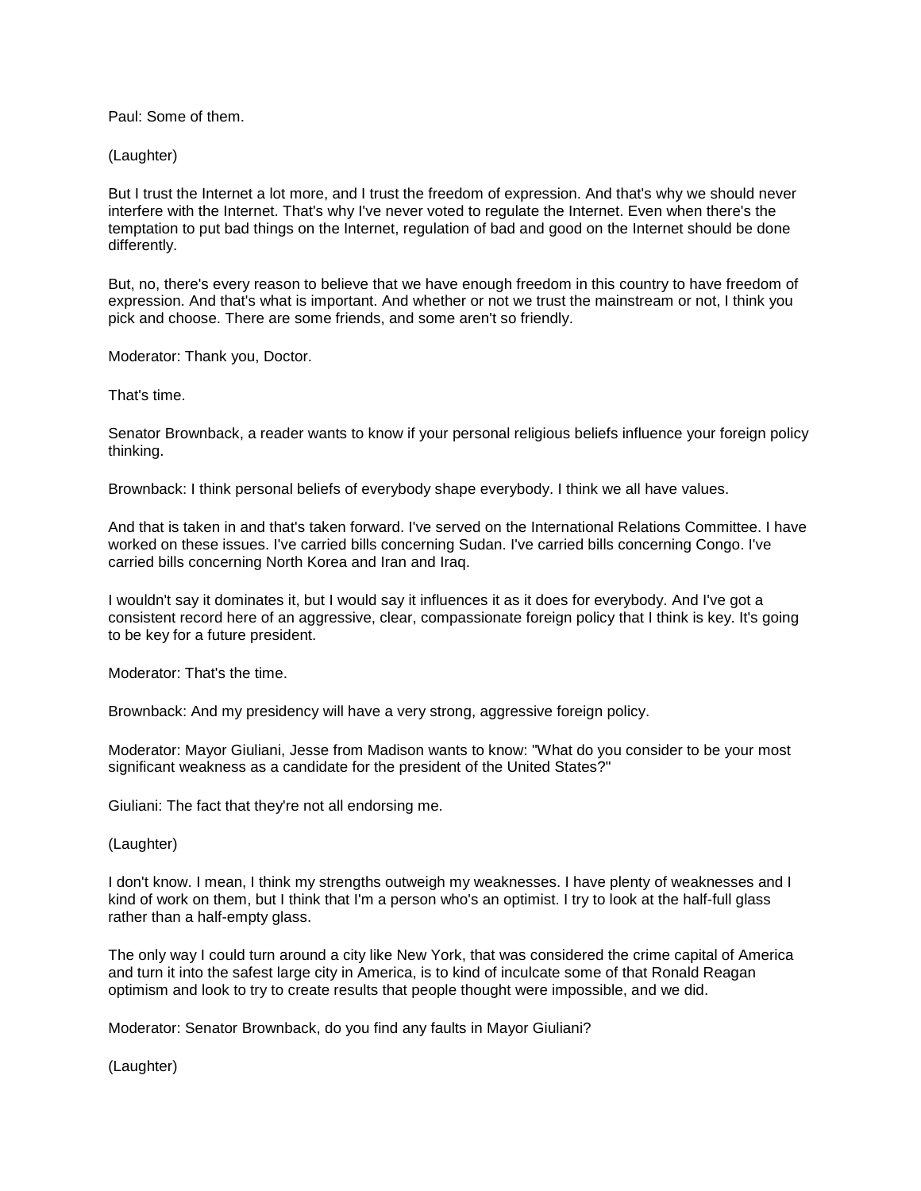Paul: Some of them.

(Laughter)

But I trust the Internet a lot more, and I trust the freedom of expression. And that's why we should never interfere with the Internet. That's why I've never voted to regulate the Internet. Even when there's the temptation to put bad things on the Internet, regulation of bad and good on the Internet should be done differently.

But, no, there's every reason to believe that we have enough freedom in this country to have freedom of expression. And that's what is important. And whether or not we trust the mainstream or not, I think you pick and choose. There are some friends, and some aren't so friendly.

Moderator: Thank you, Doctor.

That's time.

Senator Brownback, a reader wants to know if your personal religious beliefs influence your foreign policy thinking.

Brownback: I think personal beliefs of everybody shape everybody. I think we all have values.

And that is taken in and that's taken forward. I've served on the International Relations Committee. I have worked on these issues. I've carried bills concerning Sudan. I've carried bills concerning Congo. I've carried bills concerning North Korea and Iran and Iraq.

I wouldn't say it dominates it, but I would say it influences it as it does for everybody. And I've got a consistent record here of an aggressive, clear, compassionate foreign policy that I think is key. It's going to be key for a future president.

Moderator: That's the time.

Brownback: And my presidency will have a very strong, aggressive foreign policy.

Moderator: Mayor Giuliani, Jesse from Madison wants to know: "What do you consider to be your most significant weakness as a candidate for the president of the United States?"

Giuliani: The fact that they're not all endorsing me.

(Laughter)

I don't know. I mean, I think my strengths outweigh my weaknesses. I have plenty of weaknesses and I kind of work on them, but I think that I'm a person who's an optimist. I try to look at the half-full glass rather than a half-empty glass.

The only way I could turn around a city like New York, that was considered the crime capital of America and turn it into the safest large city in America, is to kind of inculcate some of that Ronald Reagan optimism and look to try to create results that people thought were impossible, and we did.

Moderator: Senator Brownback, do you find any faults in Mayor Giuliani?

(Laughter)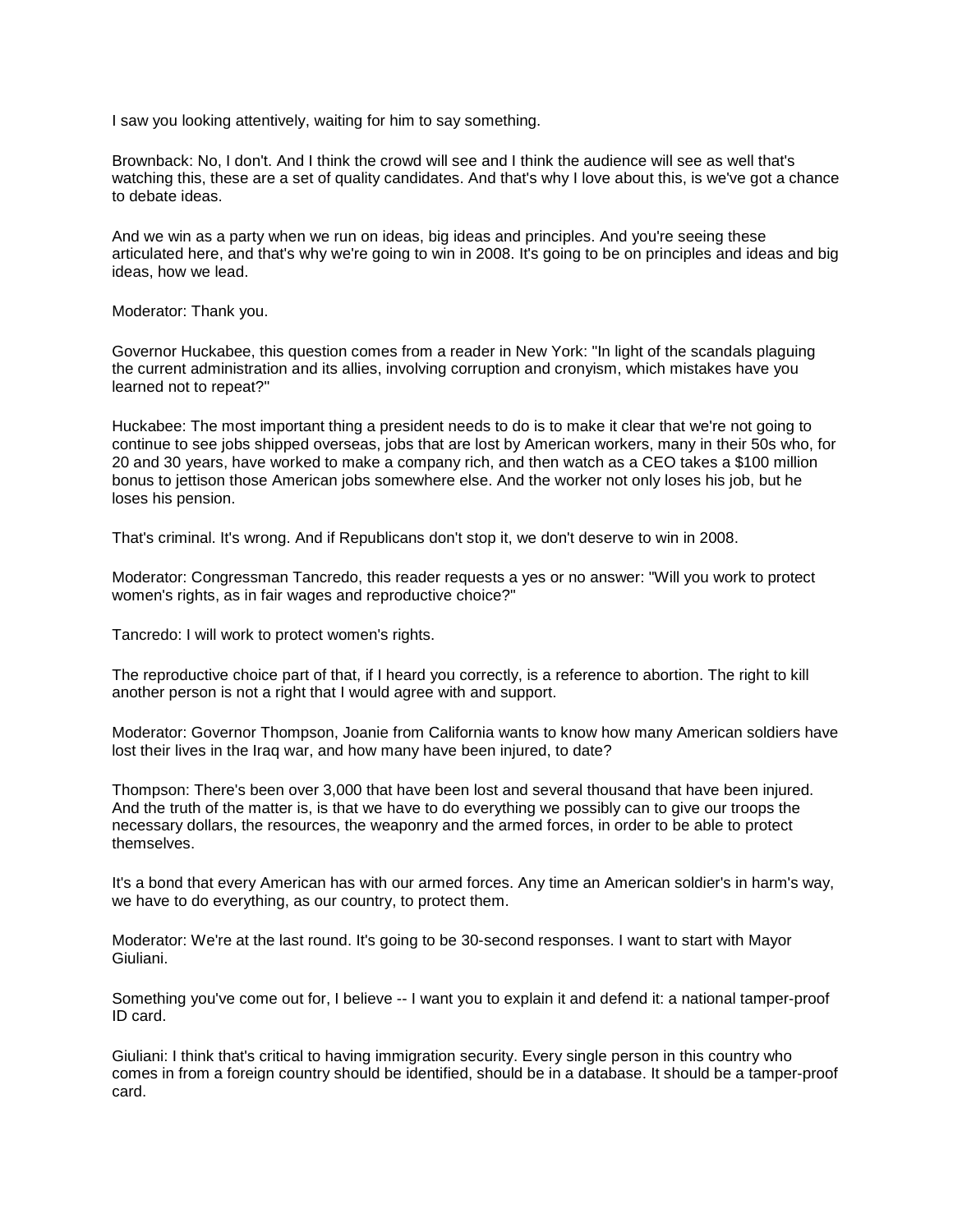I saw you looking attentively, waiting for him to say something.

Brownback: No, I don't. And I think the crowd will see and I think the audience will see as well that's watching this, these are a set of quality candidates. And that's why I love about this, is we've got a chance to debate ideas.

And we win as a party when we run on ideas, big ideas and principles. And you're seeing these articulated here, and that's why we're going to win in 2008. It's going to be on principles and ideas and big ideas, how we lead.

Moderator: Thank you.

Governor Huckabee, this question comes from a reader in New York: "In light of the scandals plaguing the current administration and its allies, involving corruption and cronyism, which mistakes have you learned not to repeat?"

Huckabee: The most important thing a president needs to do is to make it clear that we're not going to continue to see jobs shipped overseas, jobs that are lost by American workers, many in their 50s who, for 20 and 30 years, have worked to make a company rich, and then watch as a CEO takes a $100 million bonus to jettison those American jobs somewhere else. And the worker not only loses his job, but he loses his pension.

That's criminal. It's wrong. And if Republicans don't stop it, we don't deserve to win in 2008.

Moderator: Congressman Tancredo, this reader requests a yes or no answer: "Will you work to protect women's rights, as in fair wages and reproductive choice?"

Tancredo: I will work to protect women's rights.

The reproductive choice part of that, if I heard you correctly, is a reference to abortion. The right to kill another person is not a right that I would agree with and support.

Moderator: Governor Thompson, Joanie from California wants to know how many American soldiers have lost their lives in the Iraq war, and how many have been injured, to date?

Thompson: There's been over 3,000 that have been lost and several thousand that have been injured. And the truth of the matter is, is that we have to do everything we possibly can to give our troops the necessary dollars, the resources, the weaponry and the armed forces, in order to be able to protect themselves.

It's a bond that every American has with our armed forces. Any time an American soldier's in harm's way, we have to do everything, as our country, to protect them.

Moderator: We're at the last round. It's going to be 30-second responses. I want to start with Mayor Giuliani.

Something you've come out for, I believe -- I want you to explain it and defend it: a national tamper-proof ID card.

Giuliani: I think that's critical to having immigration security. Every single person in this country who comes in from a foreign country should be identified, should be in a database. It should be a tamper-proof card.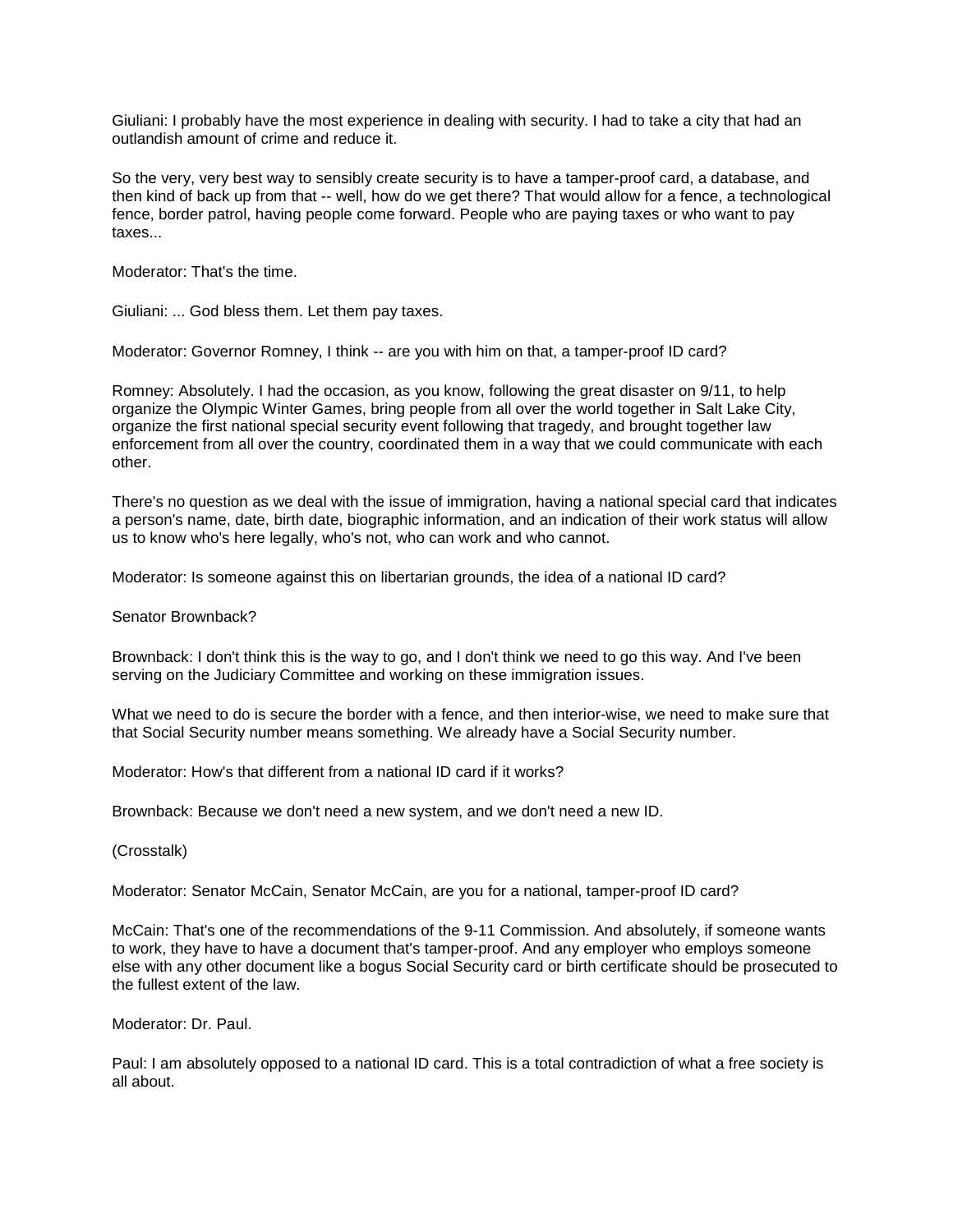Giuliani: I probably have the most experience in dealing with security. I had to take a city that had an outlandish amount of crime and reduce it.

So the very, very best way to sensibly create security is to have a tamper-proof card, a database, and then kind of back up from that -- well, how do we get there? That would allow for a fence, a technological fence, border patrol, having people come forward. People who are paying taxes or who want to pay taxes...

Moderator: That's the time.

Giuliani: ... God bless them. Let them pay taxes.

Moderator: Governor Romney, I think -- are you with him on that, a tamper-proof ID card?

Romney: Absolutely. I had the occasion, as you know, following the great disaster on 9/11, to help organize the Olympic Winter Games, bring people from all over the world together in Salt Lake City, organize the first national special security event following that tragedy, and brought together law enforcement from all over the country, coordinated them in a way that we could communicate with each other.

There's no question as we deal with the issue of immigration, having a national special card that indicates a person's name, date, birth date, biographic information, and an indication of their work status will allow us to know who's here legally, who's not, who can work and who cannot.

Moderator: Is someone against this on libertarian grounds, the idea of a national ID card?

Senator Brownback?

Brownback: I don't think this is the way to go, and I don't think we need to go this way. And I've been serving on the Judiciary Committee and working on these immigration issues.

What we need to do is secure the border with a fence, and then interior-wise, we need to make sure that that Social Security number means something. We already have a Social Security number.

Moderator: How's that different from a national ID card if it works?

Brownback: Because we don't need a new system, and we don't need a new ID.

(Crosstalk)

Moderator: Senator McCain, Senator McCain, are you for a national, tamper-proof ID card?

McCain: That's one of the recommendations of the 9-11 Commission. And absolutely, if someone wants to work, they have to have a document that's tamper-proof. And any employer who employs someone else with any other document like a bogus Social Security card or birth certificate should be prosecuted to the fullest extent of the law.

Moderator: Dr. Paul.

Paul: I am absolutely opposed to a national ID card. This is a total contradiction of what a free society is all about.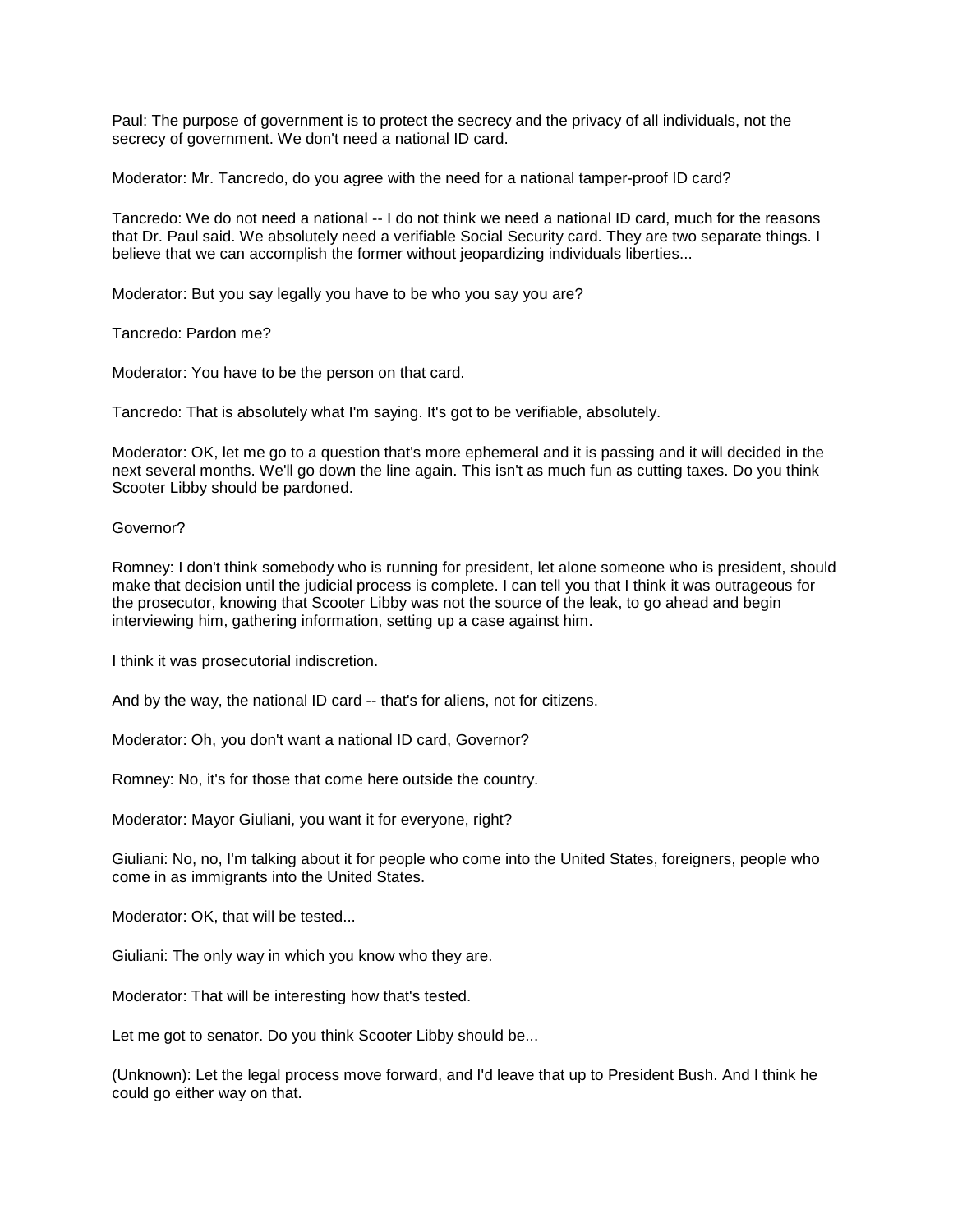Paul: The purpose of government is to protect the secrecy and the privacy of all individuals, not the secrecy of government. We don't need a national ID card.

Moderator: Mr. Tancredo, do you agree with the need for a national tamper-proof ID card?

Tancredo: We do not need a national -- I do not think we need a national ID card, much for the reasons that Dr. Paul said. We absolutely need a verifiable Social Security card. They are two separate things. I believe that we can accomplish the former without jeopardizing individuals liberties...

Moderator: But you say legally you have to be who you say you are?

Tancredo: Pardon me?

Moderator: You have to be the person on that card.

Tancredo: That is absolutely what I'm saying. It's got to be verifiable, absolutely.

Moderator: OK, let me go to a question that's more ephemeral and it is passing and it will decided in the next several months. We'll go down the line again. This isn't as much fun as cutting taxes. Do you think Scooter Libby should be pardoned.

Governor?

Romney: I don't think somebody who is running for president, let alone someone who is president, should make that decision until the judicial process is complete. I can tell you that I think it was outrageous for the prosecutor, knowing that Scooter Libby was not the source of the leak, to go ahead and begin interviewing him, gathering information, setting up a case against him.

I think it was prosecutorial indiscretion.

And by the way, the national ID card -- that's for aliens, not for citizens.

Moderator: Oh, you don't want a national ID card, Governor?

Romney: No, it's for those that come here outside the country.

Moderator: Mayor Giuliani, you want it for everyone, right?

Giuliani: No, no, I'm talking about it for people who come into the United States, foreigners, people who come in as immigrants into the United States.

Moderator: OK, that will be tested...

Giuliani: The only way in which you know who they are.

Moderator: That will be interesting how that's tested.

Let me got to senator. Do you think Scooter Libby should be...

(Unknown): Let the legal process move forward, and I'd leave that up to President Bush. And I think he could go either way on that.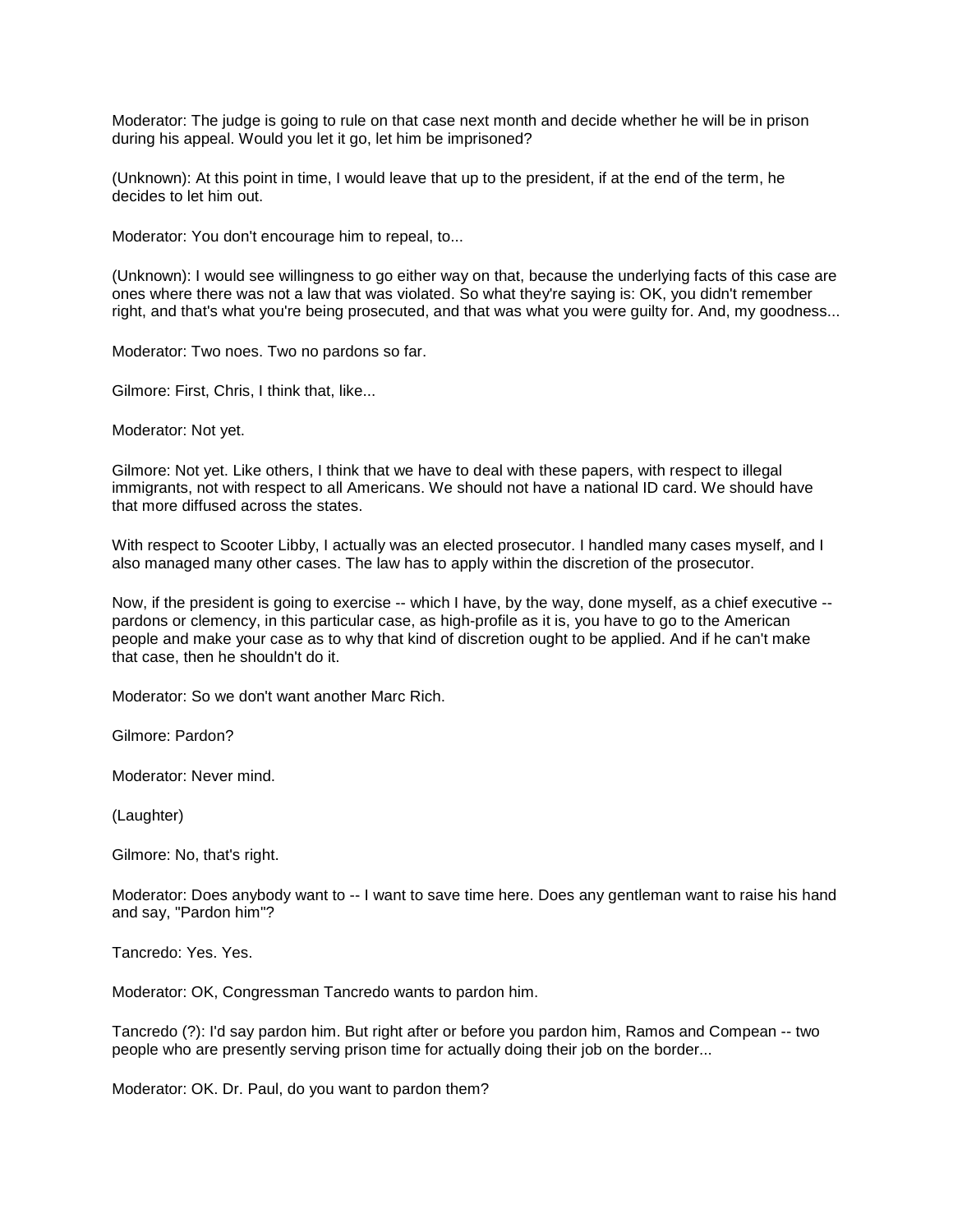Moderator: The judge is going to rule on that case next month and decide whether he will be in prison during his appeal. Would you let it go, let him be imprisoned?

(Unknown): At this point in time, I would leave that up to the president, if at the end of the term, he decides to let him out.

Moderator: You don't encourage him to repeal, to...

(Unknown): I would see willingness to go either way on that, because the underlying facts of this case are ones where there was not a law that was violated. So what they're saying is: OK, you didn't remember right, and that's what you're being prosecuted, and that was what you were guilty for. And, my goodness...

Moderator: Two noes. Two no pardons so far.

Gilmore: First, Chris, I think that, like...

Moderator: Not yet.

Gilmore: Not yet. Like others, I think that we have to deal with these papers, with respect to illegal immigrants, not with respect to all Americans. We should not have a national ID card. We should have that more diffused across the states.

With respect to Scooter Libby, I actually was an elected prosecutor. I handled many cases myself, and I also managed many other cases. The law has to apply within the discretion of the prosecutor.

Now, if the president is going to exercise -- which I have, by the way, done myself, as a chief executive -- pardons or clemency, in this particular case, as high-profile as it is, you have to go to the American people and make your case as to why that kind of discretion ought to be applied. And if he can't make that case, then he shouldn't do it.

Moderator: So we don't want another Marc Rich.

Gilmore: Pardon?

Moderator: Never mind.

(Laughter)

Gilmore: No, that's right.

Moderator: Does anybody want to -- I want to save time here. Does any gentleman want to raise his hand and say, "Pardon him"?

Tancredo: Yes. Yes.

Moderator: OK, Congressman Tancredo wants to pardon him.

Tancredo (?): I'd say pardon him. But right after or before you pardon him, Ramos and Compean -- two people who are presently serving prison time for actually doing their job on the border...

Moderator: OK. Dr. Paul, do you want to pardon them?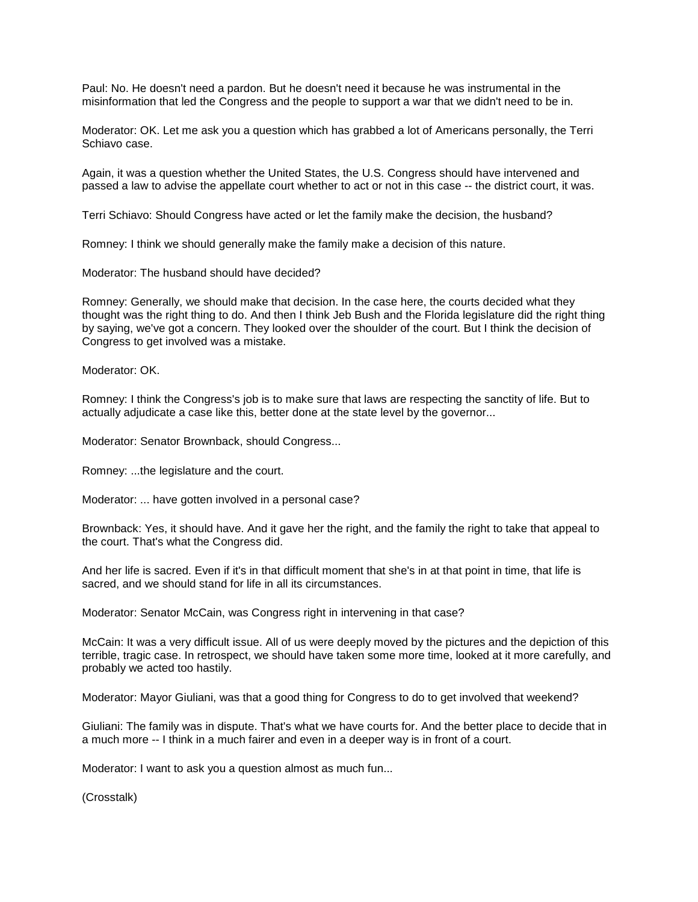Paul: No. He doesn't need a pardon. But he doesn't need it because he was instrumental in the misinformation that led the Congress and the people to support a war that we didn't need to be in.

Moderator: OK. Let me ask you a question which has grabbed a lot of Americans personally, the Terri Schiavo case.

Again, it was a question whether the United States, the U.S. Congress should have intervened and passed a law to advise the appellate court whether to act or not in this case -- the district court, it was.

Terri Schiavo: Should Congress have acted or let the family make the decision, the husband?

Romney: I think we should generally make the family make a decision of this nature.

Moderator: The husband should have decided?

Romney: Generally, we should make that decision. In the case here, the courts decided what they thought was the right thing to do. And then I think Jeb Bush and the Florida legislature did the right thing by saying, we've got a concern. They looked over the shoulder of the court. But I think the decision of Congress to get involved was a mistake.

Moderator: OK.

Romney: I think the Congress's job is to make sure that laws are respecting the sanctity of life. But to actually adjudicate a case like this, better done at the state level by the governor...

Moderator: Senator Brownback, should Congress...

Romney: ...the legislature and the court.

Moderator: ... have gotten involved in a personal case?

Brownback: Yes, it should have. And it gave her the right, and the family the right to take that appeal to the court. That's what the Congress did.

And her life is sacred. Even if it's in that difficult moment that she's in at that point in time, that life is sacred, and we should stand for life in all its circumstances.

Moderator: Senator McCain, was Congress right in intervening in that case?

McCain: It was a very difficult issue. All of us were deeply moved by the pictures and the depiction of this terrible, tragic case. In retrospect, we should have taken some more time, looked at it more carefully, and probably we acted too hastily.

Moderator: Mayor Giuliani, was that a good thing for Congress to do to get involved that weekend?

Giuliani: The family was in dispute. That's what we have courts for. And the better place to decide that in a much more -- I think in a much fairer and even in a deeper way is in front of a court.

Moderator: I want to ask you a question almost as much fun...

(Crosstalk)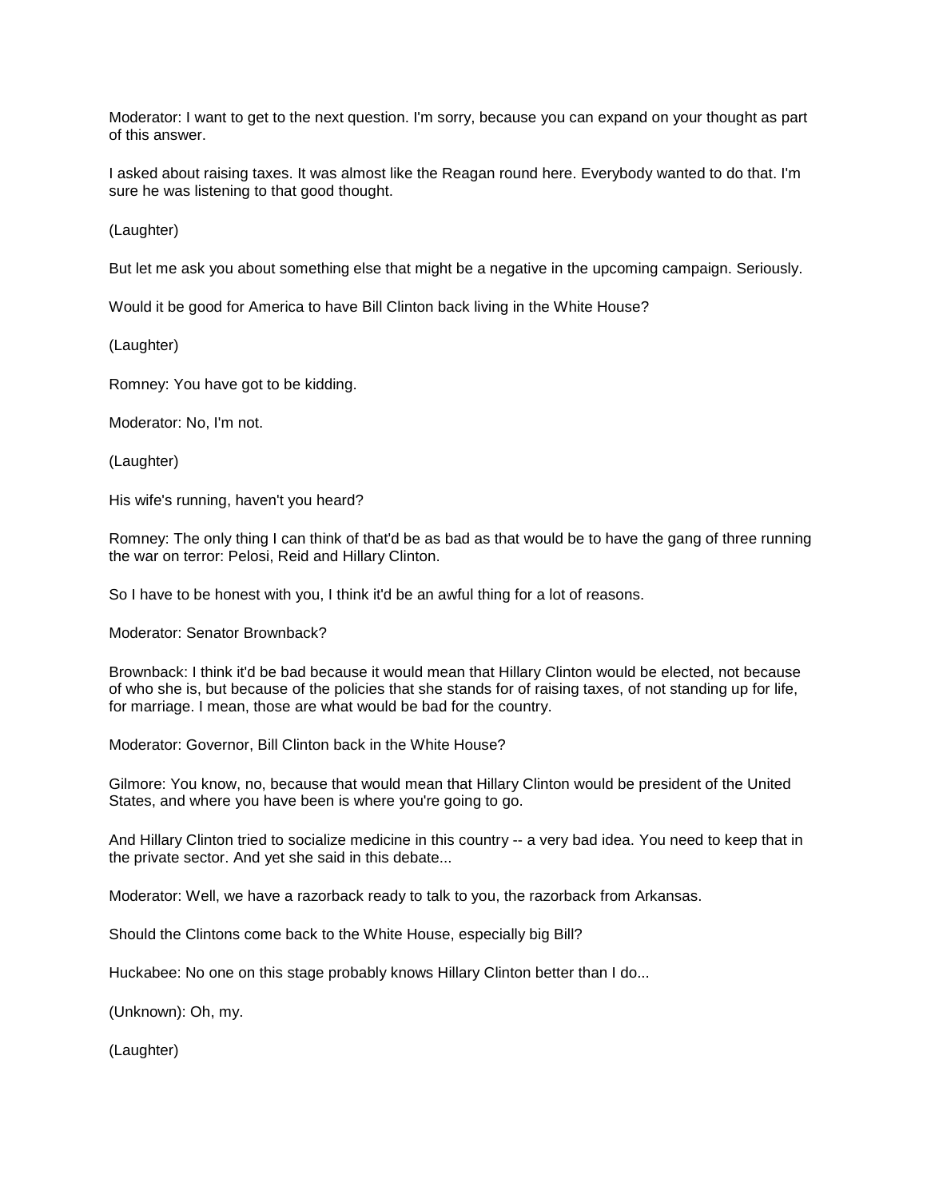Moderator: I want to get to the next question. I'm sorry, because you can expand on your thought as part of this answer.

I asked about raising taxes. It was almost like the Reagan round here. Everybody wanted to do that. I'm sure he was listening to that good thought.

(Laughter)

But let me ask you about something else that might be a negative in the upcoming campaign. Seriously.

Would it be good for America to have Bill Clinton back living in the White House?

(Laughter)

Romney: You have got to be kidding.

Moderator: No, I'm not.

(Laughter)

His wife's running, haven't you heard?

Romney: The only thing I can think of that'd be as bad as that would be to have the gang of three running the war on terror: Pelosi, Reid and Hillary Clinton.

So I have to be honest with you, I think it'd be an awful thing for a lot of reasons.

Moderator: Senator Brownback?

Brownback: I think it'd be bad because it would mean that Hillary Clinton would be elected, not because of who she is, but because of the policies that she stands for of raising taxes, of not standing up for life, for marriage. I mean, those are what would be bad for the country.

Moderator: Governor, Bill Clinton back in the White House?

Gilmore: You know, no, because that would mean that Hillary Clinton would be president of the United States, and where you have been is where you're going to go.

And Hillary Clinton tried to socialize medicine in this country -- a very bad idea. You need to keep that in the private sector. And yet she said in this debate...

Moderator: Well, we have a razorback ready to talk to you, the razorback from Arkansas.

Should the Clintons come back to the White House, especially big Bill?

Huckabee: No one on this stage probably knows Hillary Clinton better than I do...

(Unknown): Oh, my.

(Laughter)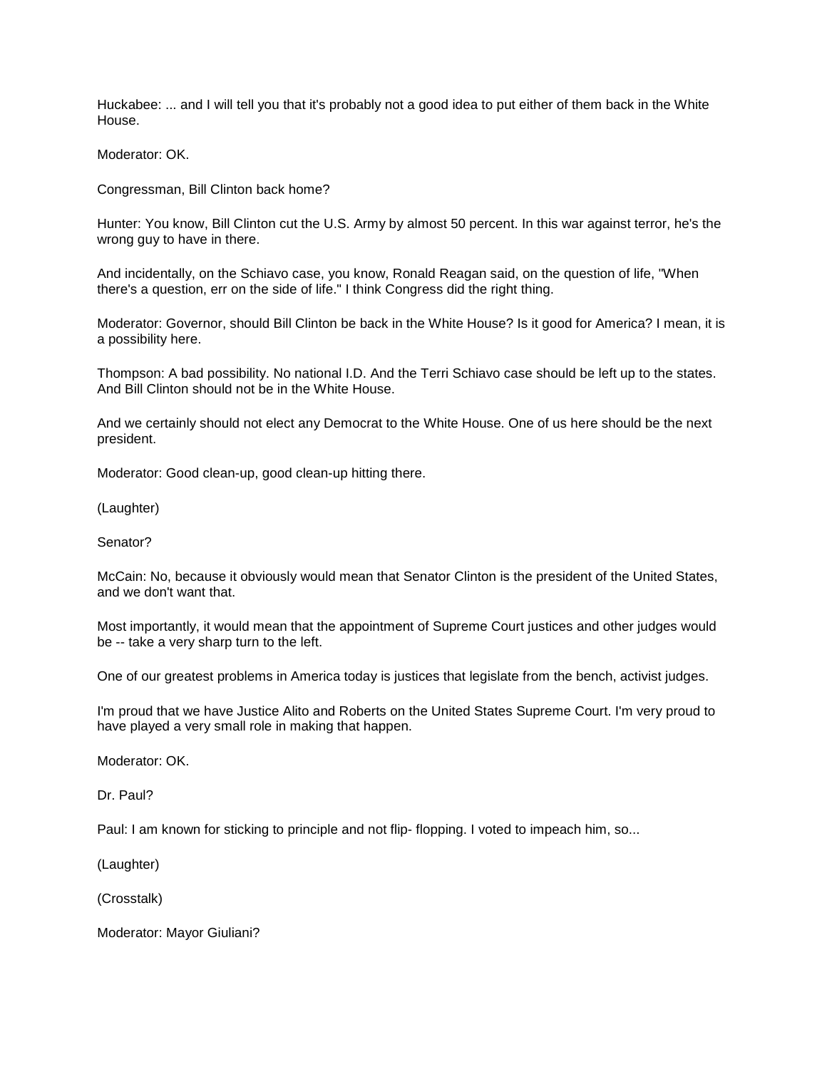Huckabee: ... and I will tell you that it's probably not a good idea to put either of them back in the White House.

Moderator: OK.

Congressman, Bill Clinton back home?

Hunter: You know, Bill Clinton cut the U.S. Army by almost 50 percent. In this war against terror, he's the wrong guy to have in there.

And incidentally, on the Schiavo case, you know, Ronald Reagan said, on the question of life, "When there's a question, err on the side of life." I think Congress did the right thing.

Moderator: Governor, should Bill Clinton be back in the White House? Is it good for America? I mean, it is a possibility here.

Thompson: A bad possibility. No national I.D. And the Terri Schiavo case should be left up to the states. And Bill Clinton should not be in the White House.

And we certainly should not elect any Democrat to the White House. One of us here should be the next president.

Moderator: Good clean-up, good clean-up hitting there.

(Laughter)

Senator?

McCain: No, because it obviously would mean that Senator Clinton is the president of the United States, and we don't want that.

Most importantly, it would mean that the appointment of Supreme Court justices and other judges would be -- take a very sharp turn to the left.

One of our greatest problems in America today is justices that legislate from the bench, activist judges.

I'm proud that we have Justice Alito and Roberts on the United States Supreme Court. I'm very proud to have played a very small role in making that happen.

Moderator: OK.

Dr. Paul?

Paul: I am known for sticking to principle and not flip- flopping. I voted to impeach him, so...

(Laughter)

(Crosstalk)

Moderator: Mayor Giuliani?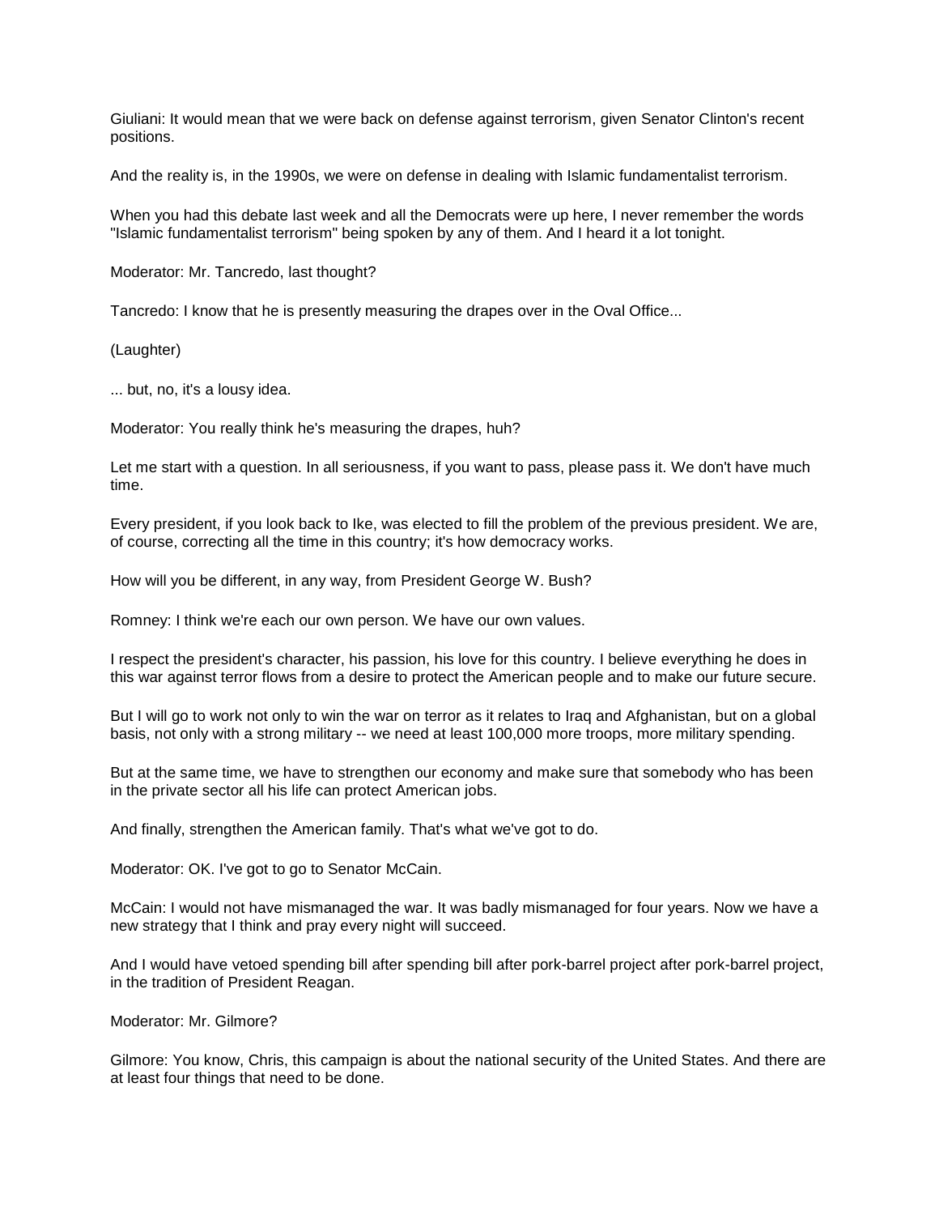Giuliani: It would mean that we were back on defense against terrorism, given Senator Clinton's recent positions.

And the reality is, in the 1990s, we were on defense in dealing with Islamic fundamentalist terrorism.

When you had this debate last week and all the Democrats were up here, I never remember the words "Islamic fundamentalist terrorism" being spoken by any of them. And I heard it a lot tonight.

Moderator: Mr. Tancredo, last thought?

Tancredo: I know that he is presently measuring the drapes over in the Oval Office...

(Laughter)

... but, no, it's a lousy idea.

Moderator: You really think he's measuring the drapes, huh?

Let me start with a question. In all seriousness, if you want to pass, please pass it. We don't have much time.

Every president, if you look back to Ike, was elected to fill the problem of the previous president. We are, of course, correcting all the time in this country; it's how democracy works.

How will you be different, in any way, from President George W. Bush?

Romney: I think we're each our own person. We have our own values.

I respect the president's character, his passion, his love for this country. I believe everything he does in this war against terror flows from a desire to protect the American people and to make our future secure.

But I will go to work not only to win the war on terror as it relates to Iraq and Afghanistan, but on a global basis, not only with a strong military -- we need at least 100,000 more troops, more military spending.

But at the same time, we have to strengthen our economy and make sure that somebody who has been in the private sector all his life can protect American jobs.

And finally, strengthen the American family. That's what we've got to do.

Moderator: OK. I've got to go to Senator McCain.

McCain: I would not have mismanaged the war. It was badly mismanaged for four years. Now we have a new strategy that I think and pray every night will succeed.

And I would have vetoed spending bill after spending bill after pork-barrel project after pork-barrel project, in the tradition of President Reagan.

Moderator: Mr. Gilmore?

Gilmore: You know, Chris, this campaign is about the national security of the United States. And there are at least four things that need to be done.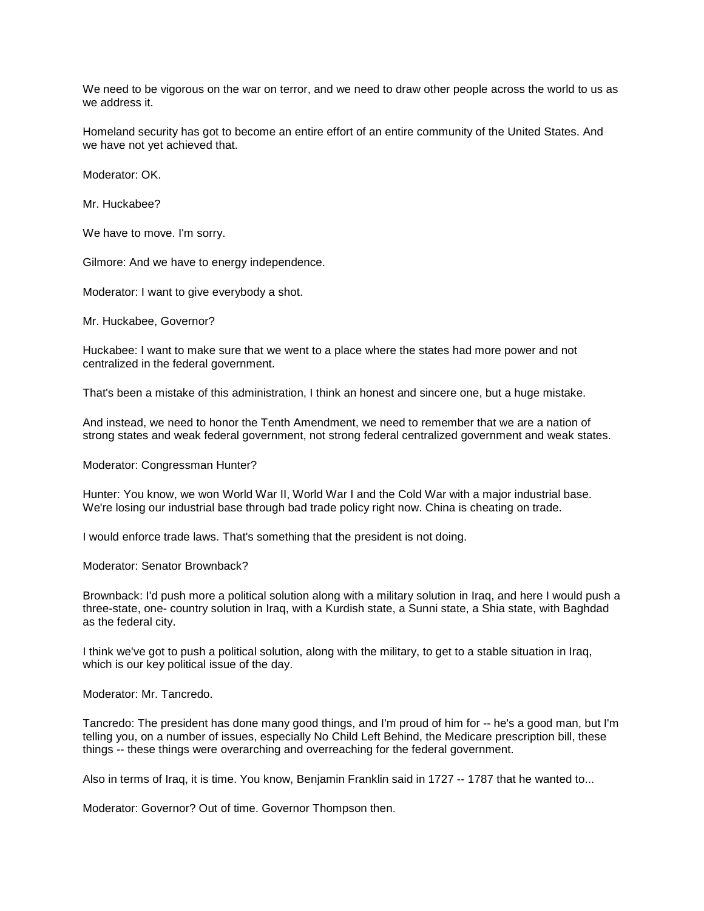We need to be vigorous on the war on terror, and we need to draw other people across the world to us as we address it.

Homeland security has got to become an entire effort of an entire community of the United States. And we have not yet achieved that.

Moderator: OK.

Mr. Huckabee?

We have to move. I'm sorry.

Gilmore: And we have to energy independence.

Moderator: I want to give everybody a shot.

Mr. Huckabee, Governor?

Huckabee: I want to make sure that we went to a place where the states had more power and not centralized in the federal government.

That's been a mistake of this administration, I think an honest and sincere one, but a huge mistake.

And instead, we need to honor the Tenth Amendment, we need to remember that we are a nation of strong states and weak federal government, not strong federal centralized government and weak states.

Moderator: Congressman Hunter?

Hunter: You know, we won World War II, World War I and the Cold War with a major industrial base. We're losing our industrial base through bad trade policy right now. China is cheating on trade.

I would enforce trade laws. That's something that the president is not doing.

Moderator: Senator Brownback?

Brownback: I'd push more a political solution along with a military solution in Iraq, and here I would push a three-state, one- country solution in Iraq, with a Kurdish state, a Sunni state, a Shia state, with Baghdad as the federal city.

I think we've got to push a political solution, along with the military, to get to a stable situation in Iraq, which is our key political issue of the day.

Moderator: Mr. Tancredo.

Tancredo: The president has done many good things, and I'm proud of him for -- he's a good man, but I'm telling you, on a number of issues, especially No Child Left Behind, the Medicare prescription bill, these things -- these things were overarching and overreaching for the federal government.

Also in terms of Iraq, it is time. You know, Benjamin Franklin said in 1727 -- 1787 that he wanted to...

Moderator: Governor? Out of time. Governor Thompson then.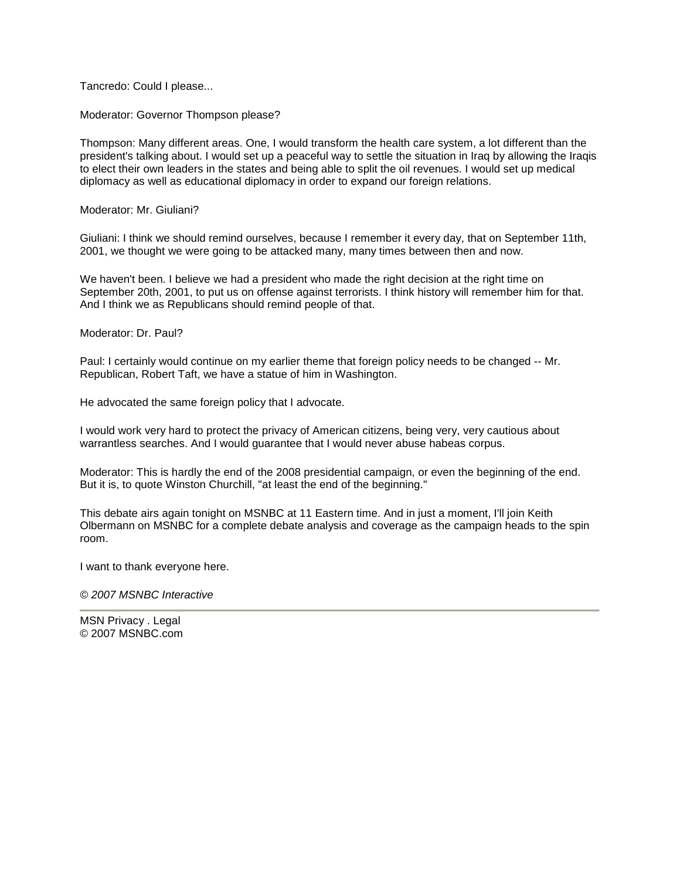Tancredo: Could I please...

Moderator: Governor Thompson please?

Thompson: Many different areas. One, I would transform the health care system, a lot different than the president's talking about. I would set up a peaceful way to settle the situation in Iraq by allowing the Iraqis to elect their own leaders in the states and being able to split the oil revenues. I would set up medical diplomacy as well as educational diplomacy in order to expand our foreign relations.

Moderator: Mr. Giuliani?

Giuliani: I think we should remind ourselves, because I remember it every day, that on September 11th, 2001, we thought we were going to be attacked many, many times between then and now.

We haven't been. I believe we had a president who made the right decision at the right time on September 20th, 2001, to put us on offense against terrorists. I think history will remember him for that. And I think we as Republicans should remind people of that.

Moderator: Dr. Paul?

Paul: I certainly would continue on my earlier theme that foreign policy needs to be changed -- Mr. Republican, Robert Taft, we have a statue of him in Washington.

He advocated the same foreign policy that I advocate.

I would work very hard to protect the privacy of American citizens, being very, very cautious about warrantless searches. And I would guarantee that I would never abuse habeas corpus.

Moderator: This is hardly the end of the 2008 presidential campaign, or even the beginning of the end. But it is, to quote Winston Churchill, "at least the end of the beginning."

This debate airs again tonight on MSNBC at 11 Eastern time. And in just a moment, I'll join Keith Olbermann on MSNBC for a complete debate analysis and coverage as the campaign heads to the spin room.

I want to thank everyone here.

*© 2007 MSNBC Interactive*

---

MSN Privacy . Legal
© 2007 MSNBC.com